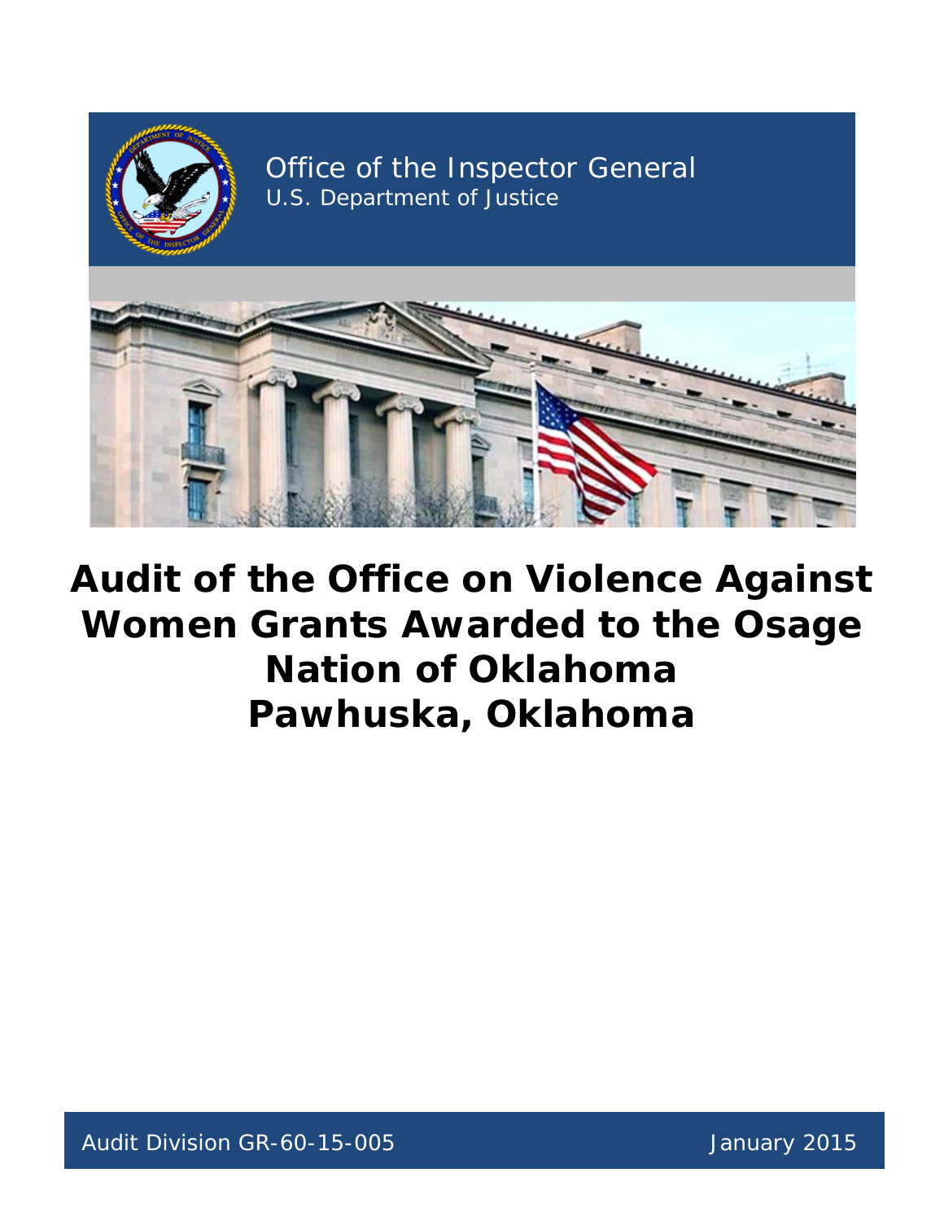Office of the Inspector General
U.S. Department of Justice

# Audit of the Office on Violence Against Women Grants Awarded to the Osage Nation of Oklahoma Pawhuska, Oklahoma

Audit Division GR-60-15-005

January 2015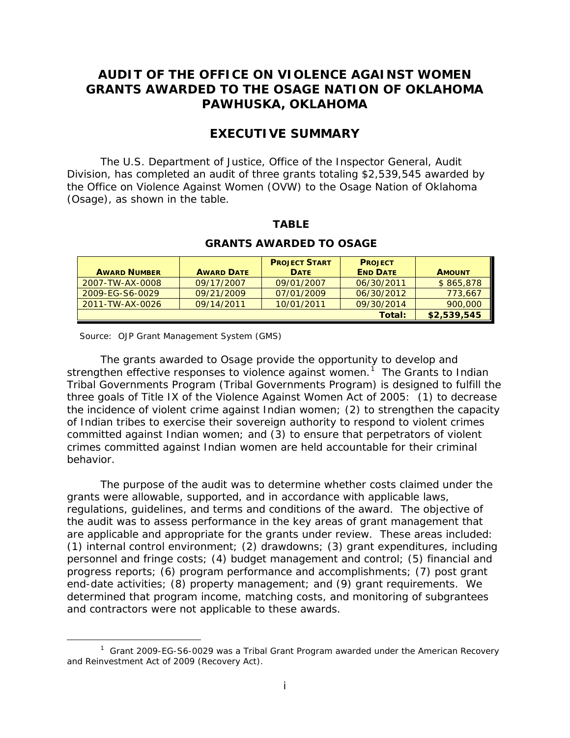# AUDIT OF THE OFFICE ON VIOLENCE AGAINST WOMEN GRANTS AWARDED TO THE OSAGE NATION OF OKLAHOMA PAWHUSKA, OKLAHOMA

## EXECUTIVE SUMMARY

The U.S. Department of Justice, Office of the Inspector General, Audit Division, has completed an audit of three grants totaling $2,539,545 awarded by the Office on Violence Against Women (OVW) to the Osage Nation of Oklahoma (Osage), as shown in the table.

**TABLE**

**GRANTS AWARDED TO OSAGE**

| AWARD NUMBER | AWARD DATE | PROJECT START DATE | PROJECT END DATE | AMOUNT |
|---|---|---|---|---|
| 2007-TW-AX-0008 | 09/17/2007 | 09/01/2007 | 06/30/2011 | $ 865,878 |
| 2009-EG-S6-0029 | 09/21/2009 | 07/01/2009 | 06/30/2012 | 773,667 |
| 2011-TW-AX-0026 | 09/14/2011 | 10/01/2011 | 09/30/2014 | 900,000 |
| | | | **Total:** | **$2,539,545** |

Source: OJP Grant Management System (GMS)

The grants awarded to Osage provide the opportunity to develop and strengthen effective responses to violence against women.[1] The Grants to Indian Tribal Governments Program (Tribal Governments Program) is designed to fulfill the three goals of Title IX of the Violence Against Women Act of 2005: (1) to decrease the incidence of violent crime against Indian women; (2) to strengthen the capacity of Indian tribes to exercise their sovereign authority to respond to violent crimes committed against Indian women; and (3) to ensure that perpetrators of violent crimes committed against Indian women are held accountable for their criminal behavior.

The purpose of the audit was to determine whether costs claimed under the grants were allowable, supported, and in accordance with applicable laws, regulations, guidelines, and terms and conditions of the award. The objective of the audit was to assess performance in the key areas of grant management that are applicable and appropriate for the grants under review. These areas included: (1) internal control environment; (2) drawdowns; (3) grant expenditures, including personnel and fringe costs; (4) budget management and control; (5) financial and progress reports; (6) program performance and accomplishments; (7) post grant end-date activities; (8) property management; and (9) grant requirements. We determined that program income, matching costs, and monitoring of subgrantees and contractors were not applicable to these awards.

[1] Grant 2009-EG-S6-0029 was a Tribal Grant Program awarded under the American Recovery and Reinvestment Act of 2009 (Recovery Act).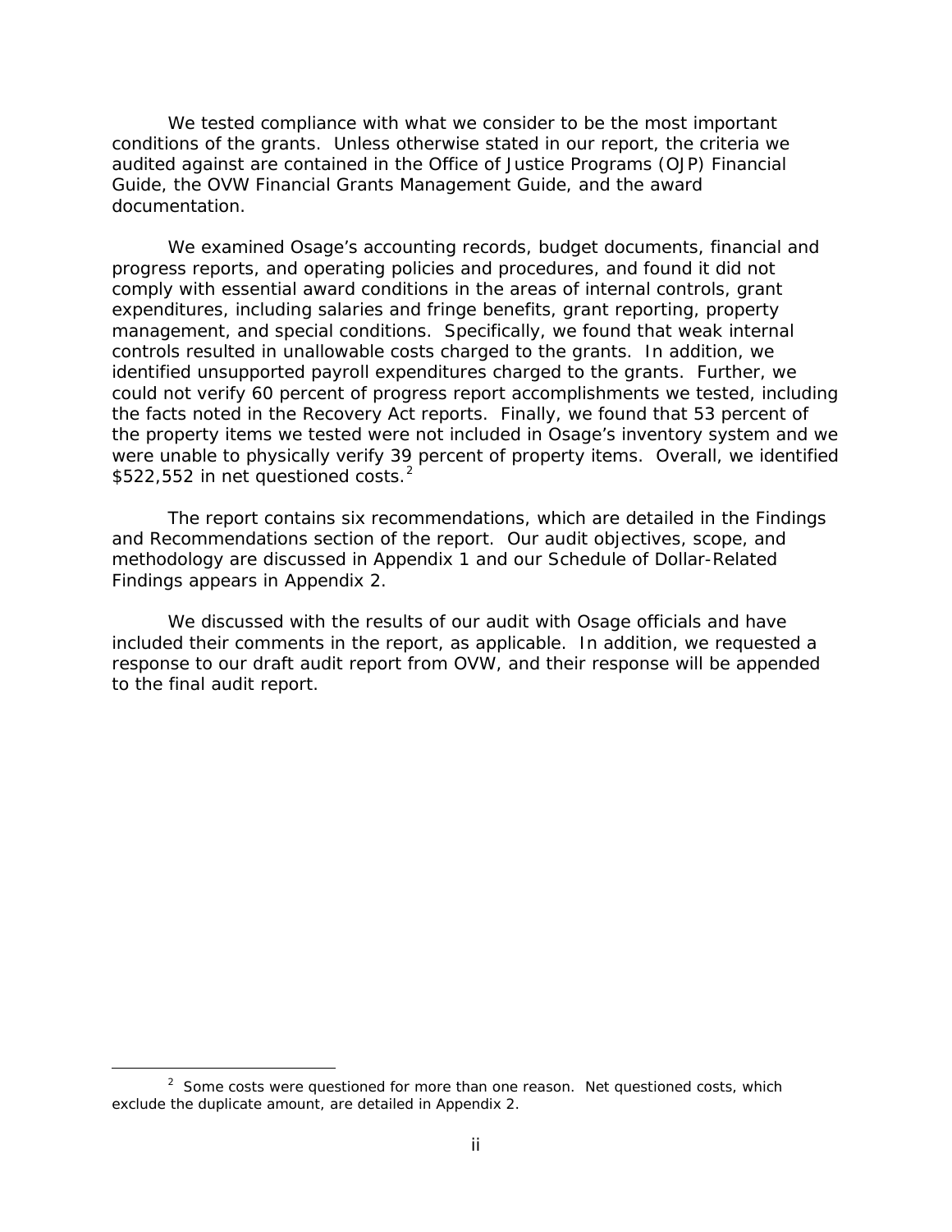We tested compliance with what we consider to be the most important conditions of the grants. Unless otherwise stated in our report, the criteria we audited against are contained in the Office of Justice Programs (OJP) Financial Guide, the OVW Financial Grants Management Guide, and the award documentation.

We examined Osage's accounting records, budget documents, financial and progress reports, and operating policies and procedures, and found it did not comply with essential award conditions in the areas of internal controls, grant expenditures, including salaries and fringe benefits, grant reporting, property management, and special conditions. Specifically, we found that weak internal controls resulted in unallowable costs charged to the grants. In addition, we identified unsupported payroll expenditures charged to the grants. Further, we could not verify 60 percent of progress report accomplishments we tested, including the facts noted in the Recovery Act reports. Finally, we found that 53 percent of the property items we tested were not included in Osage's inventory system and we were unable to physically verify 39 percent of property items. Overall, we identified \$522,552 in net questioned costs.[2]

The report contains six recommendations, which are detailed in the Findings and Recommendations section of the report. Our audit objectives, scope, and methodology are discussed in Appendix 1 and our Schedule of Dollar-Related Findings appears in Appendix 2.

We discussed with the results of our audit with Osage officials and have included their comments in the report, as applicable. In addition, we requested a response to our draft audit report from OVW, and their response will be appended to the final audit report.

---

[2] Some costs were questioned for more than one reason. Net questioned costs, which exclude the duplicate amount, are detailed in Appendix 2.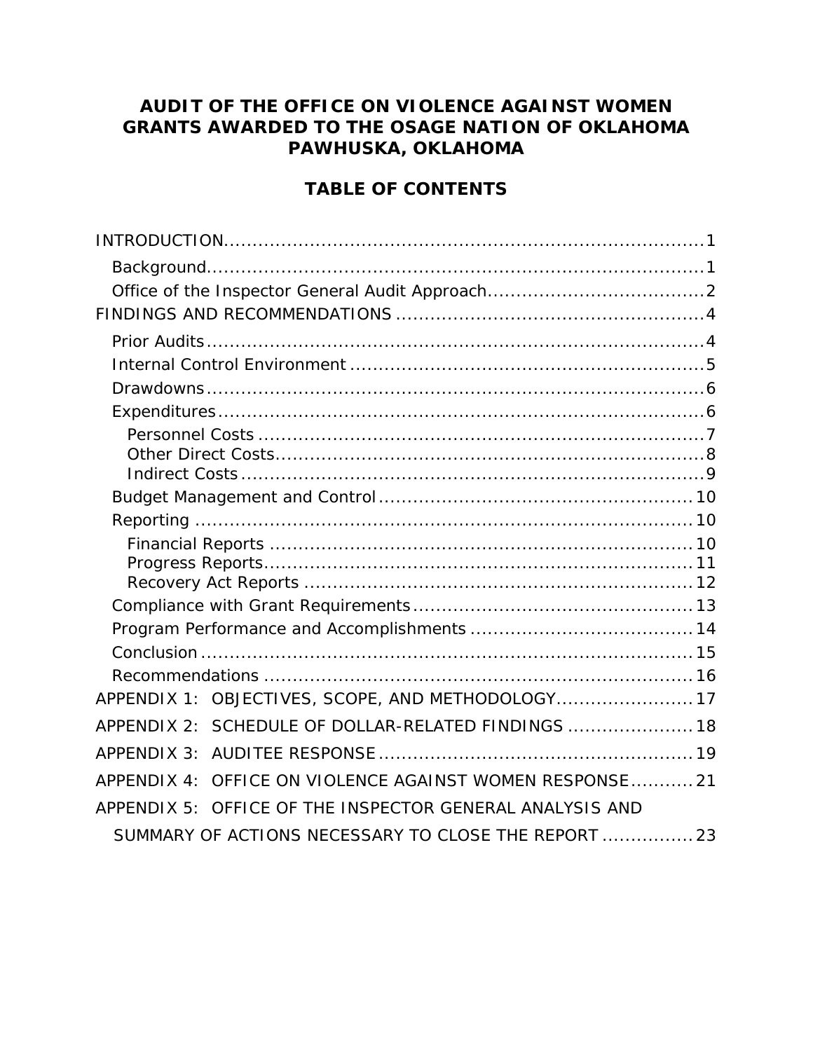# AUDIT OF THE OFFICE ON VIOLENCE AGAINST WOMEN GRANTS AWARDED TO THE OSAGE NATION OF OKLAHOMA PAWHUSKA, OKLAHOMA

## TABLE OF CONTENTS

INTRODUCTION....................................................................................1

- Background.......................................................................................1
- Office of the Inspector General Audit Approach......................................2

FINDINGS AND RECOMMENDATIONS......................................................4

- Prior Audits........................................................................................4
- Internal Control Environment..............................................................5
- Drawdowns........................................................................................6
- Expenditures......................................................................................6
  - Personnel Costs..............................................................................7
  - Other Direct Costs...........................................................................8
  - Indirect Costs.................................................................................9
- Budget Management and Control.......................................................10
- Reporting.........................................................................................10
  - Financial Reports..........................................................................10
  - Progress Reports...........................................................................11
  - Recovery Act Reports....................................................................12
- Compliance with Grant Requirements.................................................13
- Program Performance and Accomplishments.......................................14
- Conclusion.......................................................................................15
- Recommendations............................................................................16

APPENDIX 1: OBJECTIVES, SCOPE, AND METHODOLOGY........................17

APPENDIX 2: SCHEDULE OF DOLLAR-RELATED FINDINGS......................18

APPENDIX 3: AUDITEE RESPONSE.......................................................19

APPENDIX 4: OFFICE ON VIOLENCE AGAINST WOMEN RESPONSE...........21

APPENDIX 5: OFFICE OF THE INSPECTOR GENERAL ANALYSIS AND SUMMARY OF ACTIONS NECESSARY TO CLOSE THE REPORT................23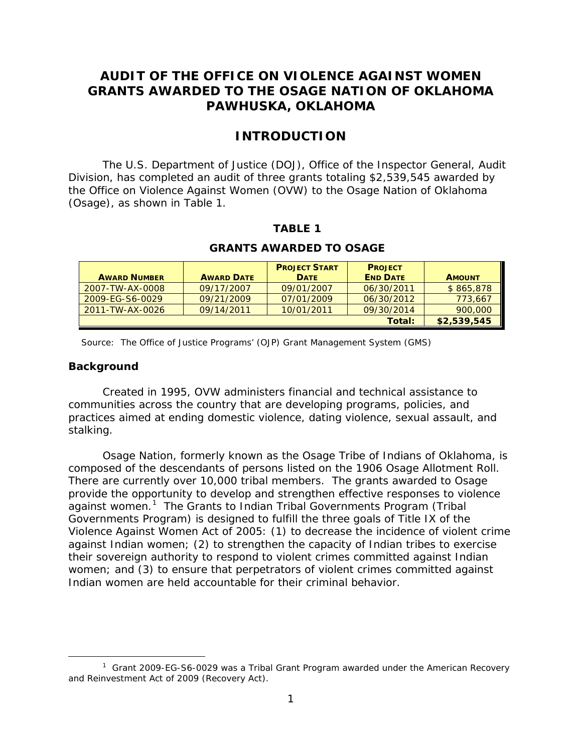# AUDIT OF THE OFFICE ON VIOLENCE AGAINST WOMEN GRANTS AWARDED TO THE OSAGE NATION OF OKLAHOMA PAWHUSKA, OKLAHOMA

## INTRODUCTION

The U.S. Department of Justice (DOJ), Office of the Inspector General, Audit Division, has completed an audit of three grants totaling $2,539,545 awarded by the Office on Violence Against Women (OVW) to the Osage Nation of Oklahoma (Osage), as shown in Table 1.

**TABLE 1**

**GRANTS AWARDED TO OSAGE**

| AWARD NUMBER | AWARD DATE | PROJECT START DATE | PROJECT END DATE | AMOUNT |
|---|---|---|---|---|
| 2007-TW-AX-0008 | 09/17/2007 | 09/01/2007 | 06/30/2011 | $ 865,878 |
| 2009-EG-S6-0029 | 09/21/2009 | 07/01/2009 | 06/30/2012 | 773,667 |
| 2011-TW-AX-0026 | 09/14/2011 | 10/01/2011 | 09/30/2014 | 900,000 |
| | | | **Total:** | **$2,539,545** |

Source: The Office of Justice Programs' (OJP) Grant Management System (GMS)

### Background

Created in 1995, OVW administers financial and technical assistance to communities across the country that are developing programs, policies, and practices aimed at ending domestic violence, dating violence, sexual assault, and stalking.

Osage Nation, formerly known as the Osage Tribe of Indians of Oklahoma, is composed of the descendants of persons listed on the 1906 Osage Allotment Roll. There are currently over 10,000 tribal members. The grants awarded to Osage provide the opportunity to develop and strengthen effective responses to violence against women.[1] The Grants to Indian Tribal Governments Program (Tribal Governments Program) is designed to fulfill the three goals of Title IX of the Violence Against Women Act of 2005: (1) to decrease the incidence of violent crime against Indian women; (2) to strengthen the capacity of Indian tribes to exercise their sovereign authority to respond to violent crimes committed against Indian women; and (3) to ensure that perpetrators of violent crimes committed against Indian women are held accountable for their criminal behavior.

[1] Grant 2009-EG-S6-0029 was a Tribal Grant Program awarded under the American Recovery and Reinvestment Act of 2009 (Recovery Act).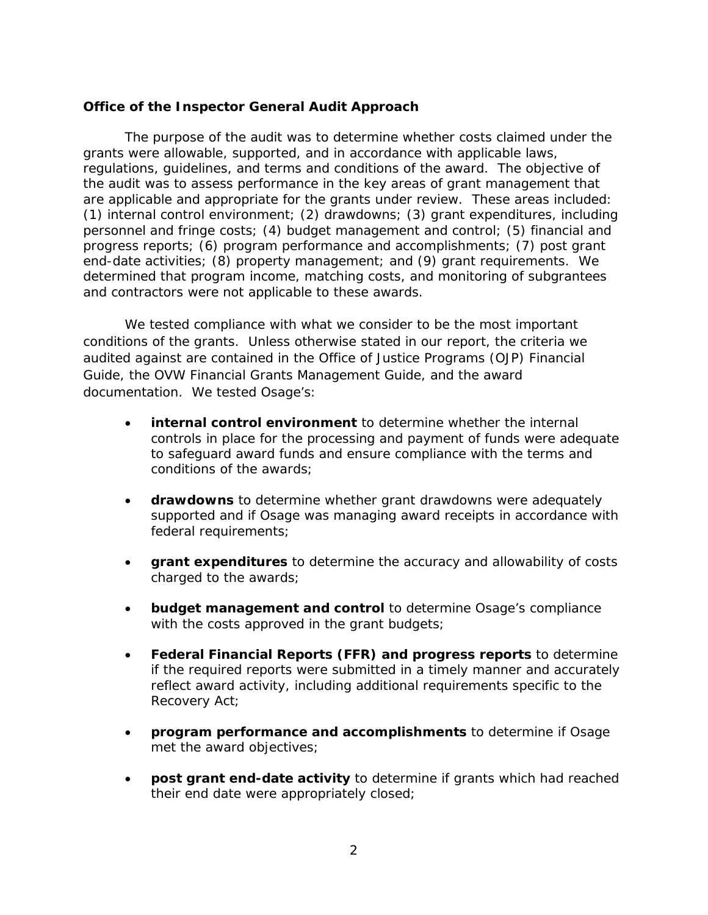### Office of the Inspector General Audit Approach

The purpose of the audit was to determine whether costs claimed under the grants were allowable, supported, and in accordance with applicable laws, regulations, guidelines, and terms and conditions of the award. The objective of the audit was to assess performance in the key areas of grant management that are applicable and appropriate for the grants under review. These areas included: (1) internal control environment; (2) drawdowns; (3) grant expenditures, including personnel and fringe costs; (4) budget management and control; (5) financial and progress reports; (6) program performance and accomplishments; (7) post grant end-date activities; (8) property management; and (9) grant requirements. We determined that program income, matching costs, and monitoring of subgrantees and contractors were not applicable to these awards.

We tested compliance with what we consider to be the most important conditions of the grants. Unless otherwise stated in our report, the criteria we audited against are contained in the Office of Justice Programs (OJP) Financial Guide, the OVW Financial Grants Management Guide, and the award documentation. We tested Osage's:

- **internal control environment** to determine whether the internal controls in place for the processing and payment of funds were adequate to safeguard award funds and ensure compliance with the terms and conditions of the awards;

- **drawdowns** to determine whether grant drawdowns were adequately supported and if Osage was managing award receipts in accordance with federal requirements;

- **grant expenditures** to determine the accuracy and allowability of costs charged to the awards;

- **budget management and control** to determine Osage's compliance with the costs approved in the grant budgets;

- **Federal Financial Reports (FFR) and progress reports** to determine if the required reports were submitted in a timely manner and accurately reflect award activity, including additional requirements specific to the Recovery Act;

- **program performance and accomplishments** to determine if Osage met the award objectives;

- **post grant end-date activity** to determine if grants which had reached their end date were appropriately closed;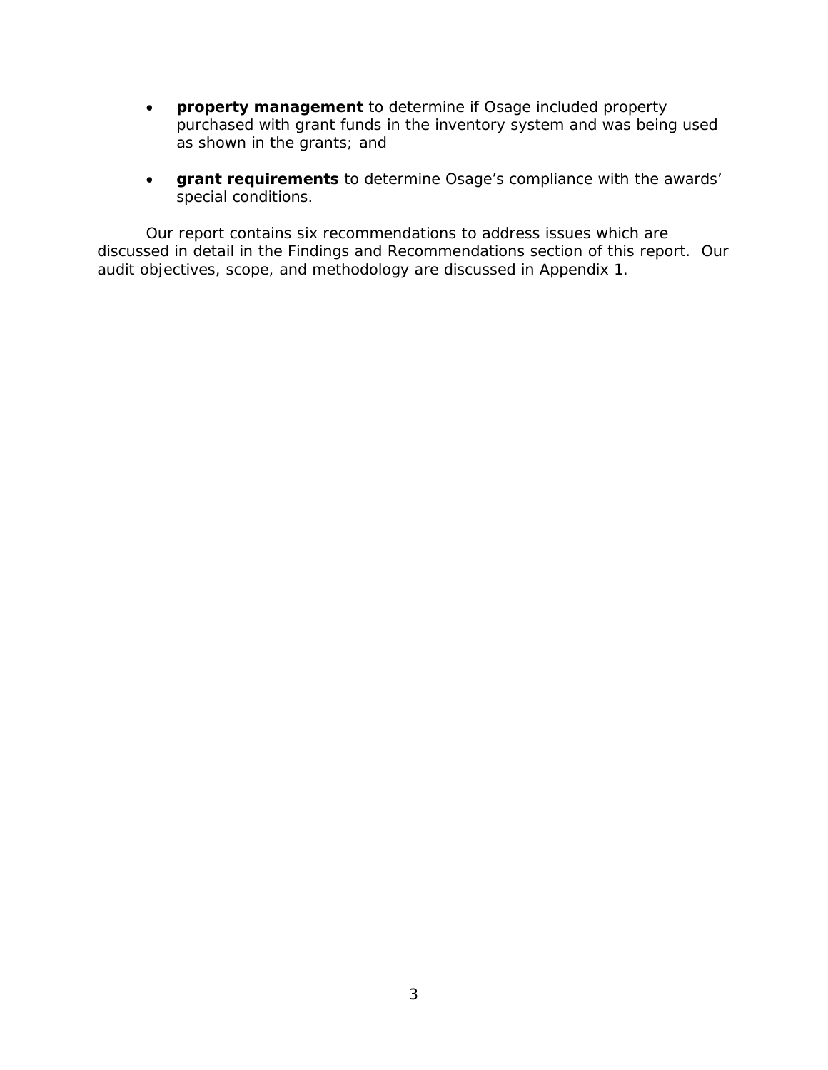- **property management** to determine if Osage included property purchased with grant funds in the inventory system and was being used as shown in the grants; and

- **grant requirements** to determine Osage's compliance with the awards' special conditions.

Our report contains six recommendations to address issues which are discussed in detail in the Findings and Recommendations section of this report. Our audit objectives, scope, and methodology are discussed in Appendix 1.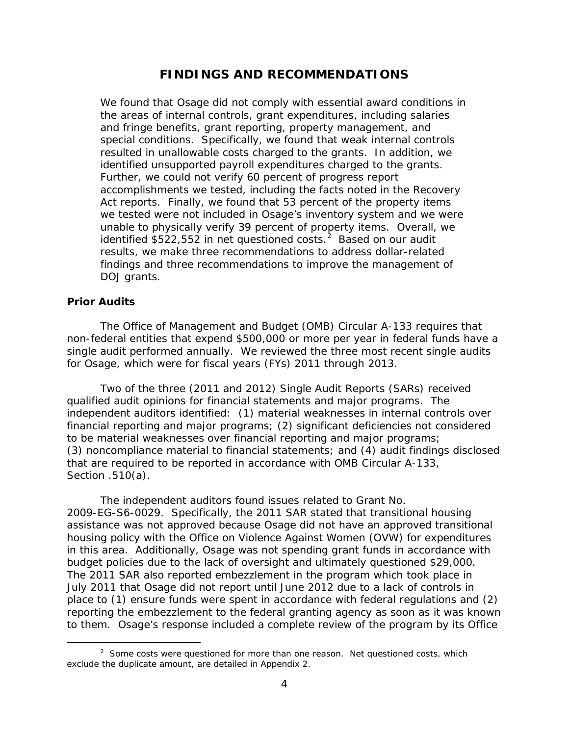# FINDINGS AND RECOMMENDATIONS

We found that Osage did not comply with essential award conditions in the areas of internal controls, grant expenditures, including salaries and fringe benefits, grant reporting, property management, and special conditions. Specifically, we found that weak internal controls resulted in unallowable costs charged to the grants. In addition, we identified unsupported payroll expenditures charged to the grants. Further, we could not verify 60 percent of progress report accomplishments we tested, including the facts noted in the Recovery Act reports. Finally, we found that 53 percent of the property items we tested were not included in Osage's inventory system and we were unable to physically verify 39 percent of property items. Overall, we identified $522,552 in net questioned costs.[2] Based on our audit results, we make three recommendations to address dollar-related findings and three recommendations to improve the management of DOJ grants.

## Prior Audits

The Office of Management and Budget (OMB) Circular A-133 requires that non-federal entities that expend $500,000 or more per year in federal funds have a single audit performed annually. We reviewed the three most recent single audits for Osage, which were for fiscal years (FYs) 2011 through 2013.

Two of the three (2011 and 2012) Single Audit Reports (SARs) received qualified audit opinions for financial statements and major programs. The independent auditors identified: (1) material weaknesses in internal controls over financial reporting and major programs; (2) significant deficiencies not considered to be material weaknesses over financial reporting and major programs; (3) noncompliance material to financial statements; and (4) audit findings disclosed that are required to be reported in accordance with OMB Circular A-133, Section .510(a).

The independent auditors found issues related to Grant No. 2009-EG-S6-0029. Specifically, the 2011 SAR stated that transitional housing assistance was not approved because Osage did not have an approved transitional housing policy with the Office on Violence Against Women (OVW) for expenditures in this area. Additionally, Osage was not spending grant funds in accordance with budget policies due to the lack of oversight and ultimately questioned $29,000. The 2011 SAR also reported embezzlement in the program which took place in July 2011 that Osage did not report until June 2012 due to a lack of controls in place to (1) ensure funds were spent in accordance with federal regulations and (2) reporting the embezzlement to the federal granting agency as soon as it was known to them. Osage's response included a complete review of the program by its Office

[2] Some costs were questioned for more than one reason. Net questioned costs, which exclude the duplicate amount, are detailed in Appendix 2.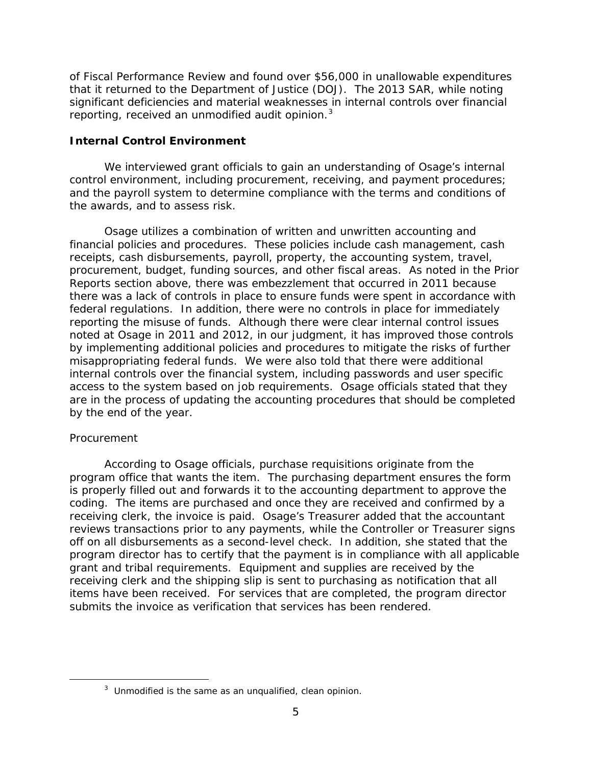of Fiscal Performance Review and found over $56,000 in unallowable expenditures that it returned to the Department of Justice (DOJ). The 2013 SAR, while noting significant deficiencies and material weaknesses in internal controls over financial reporting, received an unmodified audit opinion.[3]

## Internal Control Environment

We interviewed grant officials to gain an understanding of Osage's internal control environment, including procurement, receiving, and payment procedures; and the payroll system to determine compliance with the terms and conditions of the awards, and to assess risk.

Osage utilizes a combination of written and unwritten accounting and financial policies and procedures. These policies include cash management, cash receipts, cash disbursements, payroll, property, the accounting system, travel, procurement, budget, funding sources, and other fiscal areas. As noted in the Prior Reports section above, there was embezzlement that occurred in 2011 because there was a lack of controls in place to ensure funds were spent in accordance with federal regulations. In addition, there were no controls in place for immediately reporting the misuse of funds. Although there were clear internal control issues noted at Osage in 2011 and 2012, in our judgment, it has improved those controls by implementing additional policies and procedures to mitigate the risks of further misappropriating federal funds. We were also told that there were additional internal controls over the financial system, including passwords and user specific access to the system based on job requirements. Osage officials stated that they are in the process of updating the accounting procedures that should be completed by the end of the year.

### Procurement

According to Osage officials, purchase requisitions originate from the program office that wants the item. The purchasing department ensures the form is properly filled out and forwards it to the accounting department to approve the coding. The items are purchased and once they are received and confirmed by a receiving clerk, the invoice is paid. Osage's Treasurer added that the accountant reviews transactions prior to any payments, while the Controller or Treasurer signs off on all disbursements as a second-level check. In addition, she stated that the program director has to certify that the payment is in compliance with all applicable grant and tribal requirements. Equipment and supplies are received by the receiving clerk and the shipping slip is sent to purchasing as notification that all items have been received. For services that are completed, the program director submits the invoice as verification that services has been rendered.

[3] Unmodified is the same as an unqualified, clean opinion.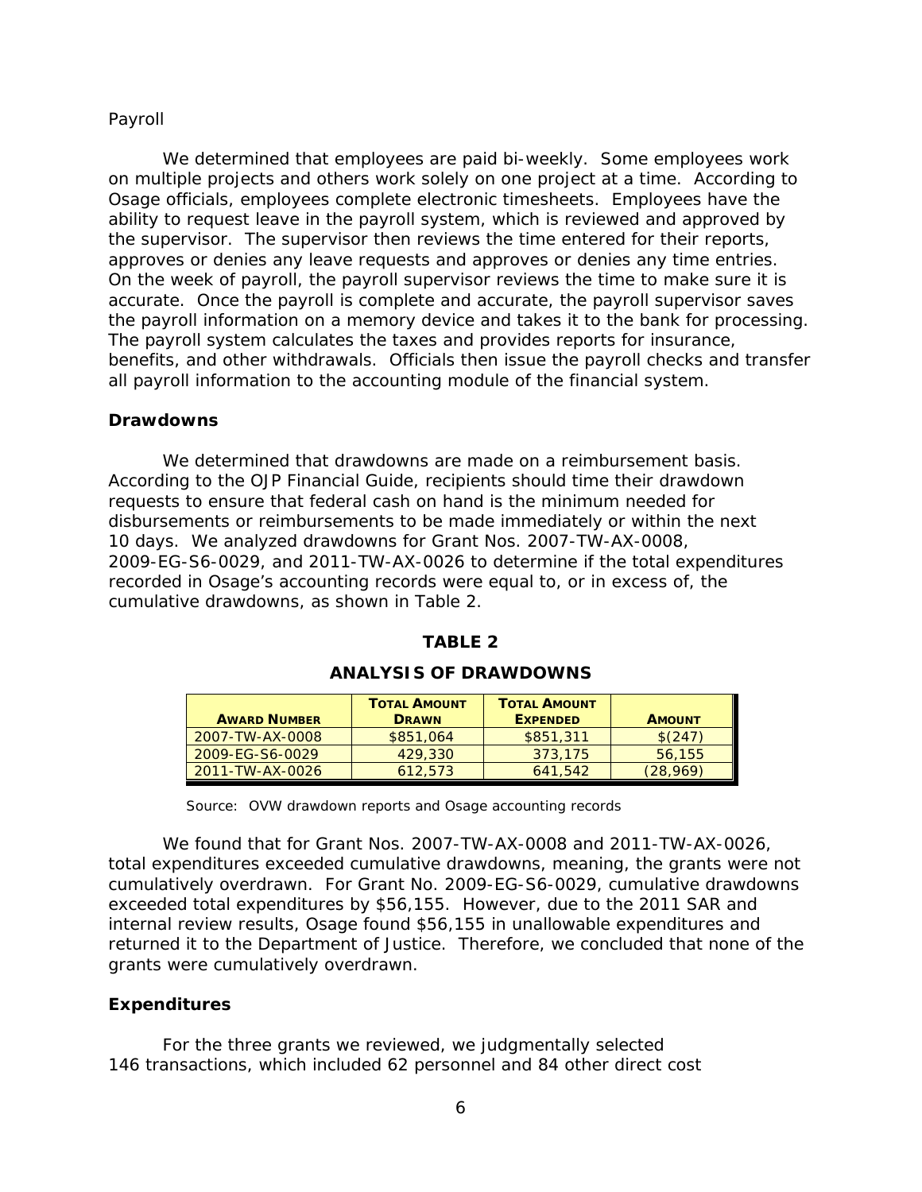Payroll

We determined that employees are paid bi-weekly. Some employees work on multiple projects and others work solely on one project at a time. According to Osage officials, employees complete electronic timesheets. Employees have the ability to request leave in the payroll system, which is reviewed and approved by the supervisor. The supervisor then reviews the time entered for their reports, approves or denies any leave requests and approves or denies any time entries. On the week of payroll, the payroll supervisor reviews the time to make sure it is accurate. Once the payroll is complete and accurate, the payroll supervisor saves the payroll information on a memory device and takes it to the bank for processing. The payroll system calculates the taxes and provides reports for insurance, benefits, and other withdrawals. Officials then issue the payroll checks and transfer all payroll information to the accounting module of the financial system.

## Drawdowns

We determined that drawdowns are made on a reimbursement basis. According to the OJP Financial Guide, recipients should time their drawdown requests to ensure that federal cash on hand is the minimum needed for disbursements or reimbursements to be made immediately or within the next 10 days. We analyzed drawdowns for Grant Nos. 2007-TW-AX-0008, 2009-EG-S6-0029, and 2011-TW-AX-0026 to determine if the total expenditures recorded in Osage's accounting records were equal to, or in excess of, the cumulative drawdowns, as shown in Table 2.

**TABLE 2**

**ANALYSIS OF DRAWDOWNS**

| Award Number | Total Amount Drawn | Total Amount Expended | Amount |
|---|---|---|---|
| 2007-TW-AX-0008 | $851,064 | $851,311 | $(247) |
| 2009-EG-S6-0029 | 429,330 | 373,175 | 56,155 |
| 2011-TW-AX-0026 | 612,573 | 641,542 | (28,969) |

Source: OVW drawdown reports and Osage accounting records

We found that for Grant Nos. 2007-TW-AX-0008 and 2011-TW-AX-0026, total expenditures exceeded cumulative drawdowns, meaning, the grants were not cumulatively overdrawn. For Grant No. 2009-EG-S6-0029, cumulative drawdowns exceeded total expenditures by $56,155. However, due to the 2011 SAR and internal review results, Osage found $56,155 in unallowable expenditures and returned it to the Department of Justice. Therefore, we concluded that none of the grants were cumulatively overdrawn.

## Expenditures

For the three grants we reviewed, we judgmentally selected 146 transactions, which included 62 personnel and 84 other direct cost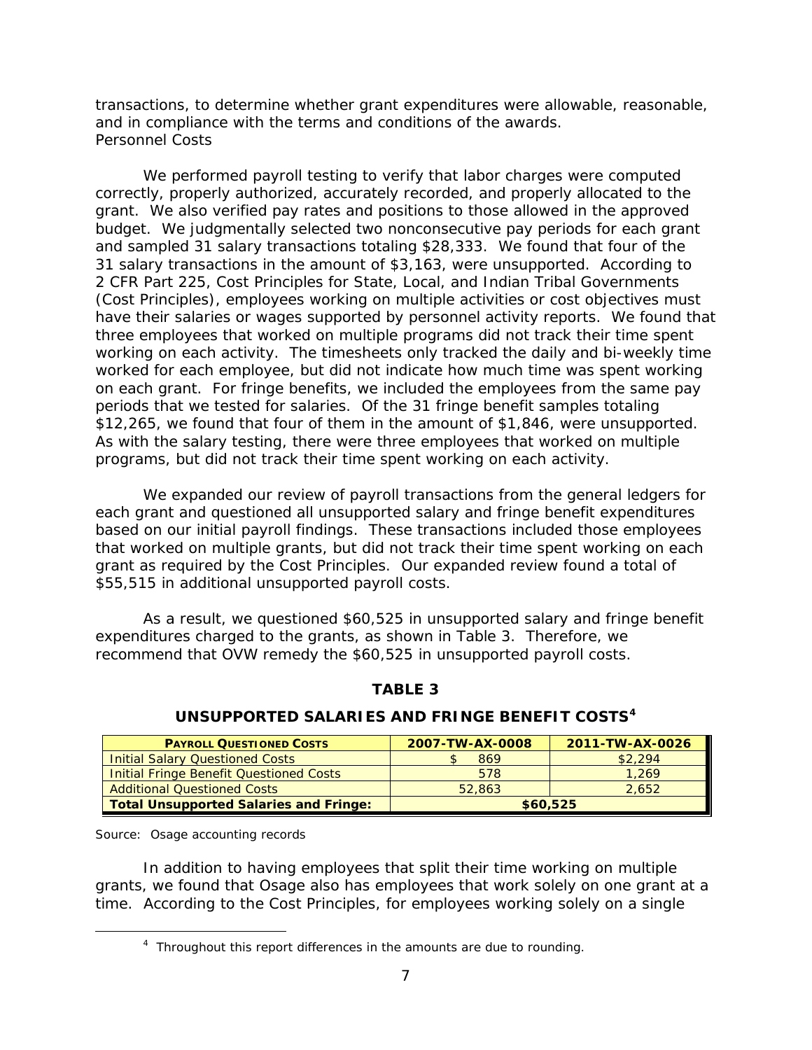transactions, to determine whether grant expenditures were allowable, reasonable, and in compliance with the terms and conditions of the awards.

Personnel Costs

We performed payroll testing to verify that labor charges were computed correctly, properly authorized, accurately recorded, and properly allocated to the grant. We also verified pay rates and positions to those allowed in the approved budget. We judgmentally selected two nonconsecutive pay periods for each grant and sampled 31 salary transactions totaling $28,333. We found that four of the 31 salary transactions in the amount of $3,163, were unsupported. According to 2 CFR Part 225, Cost Principles for State, Local, and Indian Tribal Governments (Cost Principles), employees working on multiple activities or cost objectives must have their salaries or wages supported by personnel activity reports. We found that three employees that worked on multiple programs did not track their time spent working on each activity. The timesheets only tracked the daily and bi-weekly time worked for each employee, but did not indicate how much time was spent working on each grant. For fringe benefits, we included the employees from the same pay periods that we tested for salaries. Of the 31 fringe benefit samples totaling $12,265, we found that four of them in the amount of $1,846, were unsupported. As with the salary testing, there were three employees that worked on multiple programs, but did not track their time spent working on each activity.

We expanded our review of payroll transactions from the general ledgers for each grant and questioned all unsupported salary and fringe benefit expenditures based on our initial payroll findings. These transactions included those employees that worked on multiple grants, but did not track their time spent working on each grant as required by the Cost Principles. Our expanded review found a total of $55,515 in additional unsupported payroll costs.

As a result, we questioned $60,525 in unsupported salary and fringe benefit expenditures charged to the grants, as shown in Table 3. Therefore, we recommend that OVW remedy the $60,525 in unsupported payroll costs.

**TABLE 3**

**UNSUPPORTED SALARIES AND FRINGE BENEFIT COSTS**[4]

| PAYROLL QUESTIONED COSTS | 2007-TW-AX-0008 | 2011-TW-AX-0026 |
|---|---|---|
| Initial Salary Questioned Costs | $ 869 | $2,294 |
| Initial Fringe Benefit Questioned Costs | 578 | 1,269 |
| Additional Questioned Costs | 52,863 | 2,652 |
| **Total Unsupported Salaries and Fringe:** | **$60,525** | |

Source: Osage accounting records

In addition to having employees that split their time working on multiple grants, we found that Osage also has employees that work solely on one grant at a time. According to the Cost Principles, for employees working solely on a single

[4] Throughout this report differences in the amounts are due to rounding.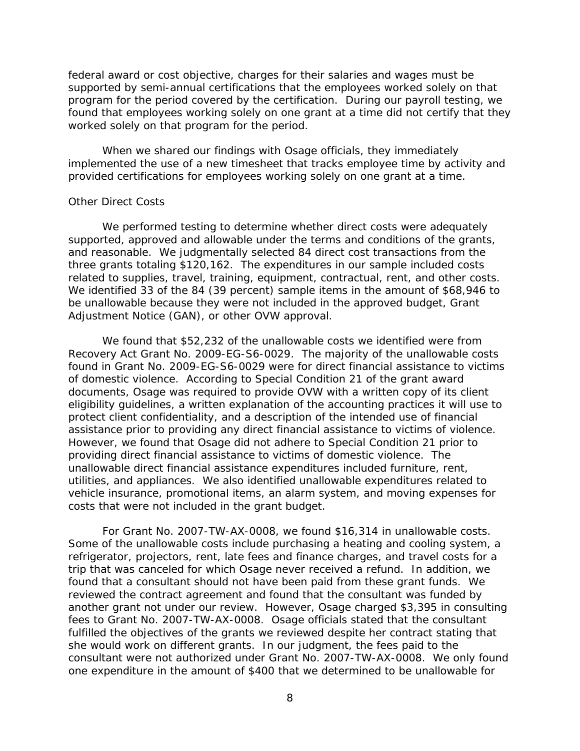federal award or cost objective, charges for their salaries and wages must be supported by semi-annual certifications that the employees worked solely on that program for the period covered by the certification. During our payroll testing, we found that employees working solely on one grant at a time did not certify that they worked solely on that program for the period.

When we shared our findings with Osage officials, they immediately implemented the use of a new timesheet that tracks employee time by activity and provided certifications for employees working solely on one grant at a time.

### Other Direct Costs

We performed testing to determine whether direct costs were adequately supported, approved and allowable under the terms and conditions of the grants, and reasonable. We judgmentally selected 84 direct cost transactions from the three grants totaling $120,162. The expenditures in our sample included costs related to supplies, travel, training, equipment, contractual, rent, and other costs. We identified 33 of the 84 (39 percent) sample items in the amount of $68,946 to be unallowable because they were not included in the approved budget, Grant Adjustment Notice (GAN), or other OVW approval.

We found that $52,232 of the unallowable costs we identified were from Recovery Act Grant No. 2009-EG-S6-0029. The majority of the unallowable costs found in Grant No. 2009-EG-S6-0029 were for direct financial assistance to victims of domestic violence. According to Special Condition 21 of the grant award documents, Osage was required to provide OVW with a written copy of its client eligibility guidelines, a written explanation of the accounting practices it will use to protect client confidentiality, and a description of the intended use of financial assistance prior to providing any direct financial assistance to victims of violence. However, we found that Osage did not adhere to Special Condition 21 prior to providing direct financial assistance to victims of domestic violence. The unallowable direct financial assistance expenditures included furniture, rent, utilities, and appliances. We also identified unallowable expenditures related to vehicle insurance, promotional items, an alarm system, and moving expenses for costs that were not included in the grant budget.

For Grant No. 2007-TW-AX-0008, we found $16,314 in unallowable costs. Some of the unallowable costs include purchasing a heating and cooling system, a refrigerator, projectors, rent, late fees and finance charges, and travel costs for a trip that was canceled for which Osage never received a refund. In addition, we found that a consultant should not have been paid from these grant funds. We reviewed the contract agreement and found that the consultant was funded by another grant not under our review. However, Osage charged $3,395 in consulting fees to Grant No. 2007-TW-AX-0008. Osage officials stated that the consultant fulfilled the objectives of the grants we reviewed despite her contract stating that she would work on different grants. In our judgment, the fees paid to the consultant were not authorized under Grant No. 2007-TW-AX-0008. We only found one expenditure in the amount of $400 that we determined to be unallowable for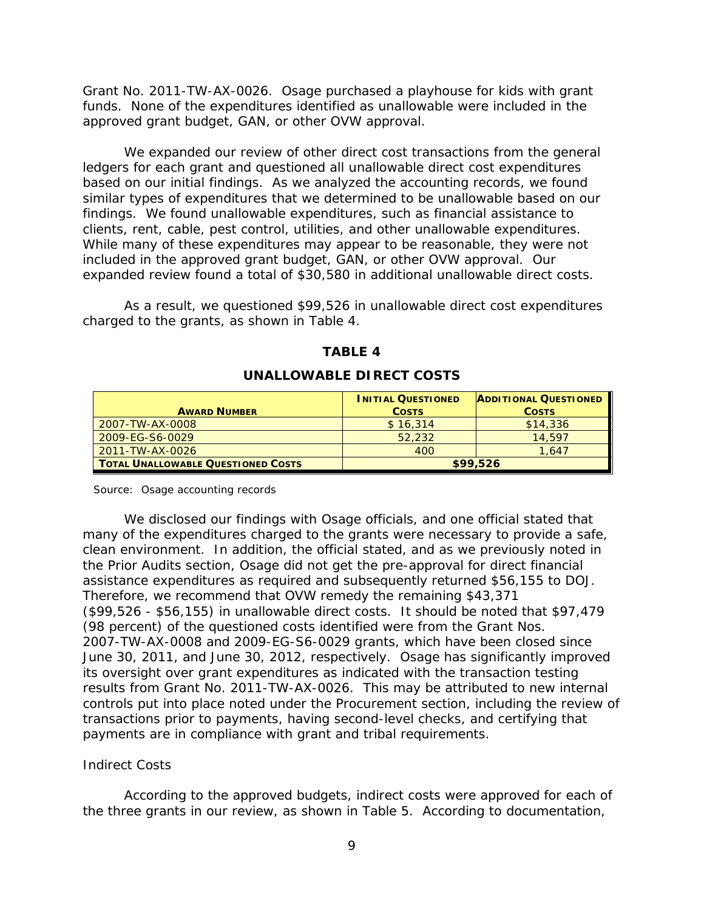Grant No. 2011-TW-AX-0026. Osage purchased a playhouse for kids with grant funds. None of the expenditures identified as unallowable were included in the approved grant budget, GAN, or other OVW approval.

We expanded our review of other direct cost transactions from the general ledgers for each grant and questioned all unallowable direct cost expenditures based on our initial findings. As we analyzed the accounting records, we found similar types of expenditures that we determined to be unallowable based on our findings. We found unallowable expenditures, such as financial assistance to clients, rent, cable, pest control, utilities, and other unallowable expenditures. While many of these expenditures may appear to be reasonable, they were not included in the approved grant budget, GAN, or other OVW approval. Our expanded review found a total of $30,580 in additional unallowable direct costs.

As a result, we questioned $99,526 in unallowable direct cost expenditures charged to the grants, as shown in Table 4.

**TABLE 4**

**UNALLOWABLE DIRECT COSTS**

| AWARD NUMBER | INITIAL QUESTIONED COSTS | ADDITIONAL QUESTIONED COSTS |
|---|---|---|
| 2007-TW-AX-0008 | $ 16,314 | $14,336 |
| 2009-EG-S6-0029 | 52,232 | 14,597 |
| 2011-TW-AX-0026 | 400 | 1,647 |
| **TOTAL UNALLOWABLE QUESTIONED COSTS** | **$99,526** | |

Source: Osage accounting records

We disclosed our findings with Osage officials, and one official stated that many of the expenditures charged to the grants were necessary to provide a safe, clean environment. In addition, the official stated, and as we previously noted in the Prior Audits section, Osage did not get the pre-approval for direct financial assistance expenditures as required and subsequently returned $56,155 to DOJ. Therefore, we recommend that OVW remedy the remaining $43,371 ($99,526 - $56,155) in unallowable direct costs. It should be noted that $97,479 (98 percent) of the questioned costs identified were from the Grant Nos. 2007-TW-AX-0008 and 2009-EG-S6-0029 grants, which have been closed since June 30, 2011, and June 30, 2012, respectively. Osage has significantly improved its oversight over grant expenditures as indicated with the transaction testing results from Grant No. 2011-TW-AX-0026. This may be attributed to new internal controls put into place noted under the Procurement section, including the review of transactions prior to payments, having second-level checks, and certifying that payments are in compliance with grant and tribal requirements.

*Indirect Costs*

According to the approved budgets, indirect costs were approved for each of the three grants in our review, as shown in Table 5. According to documentation,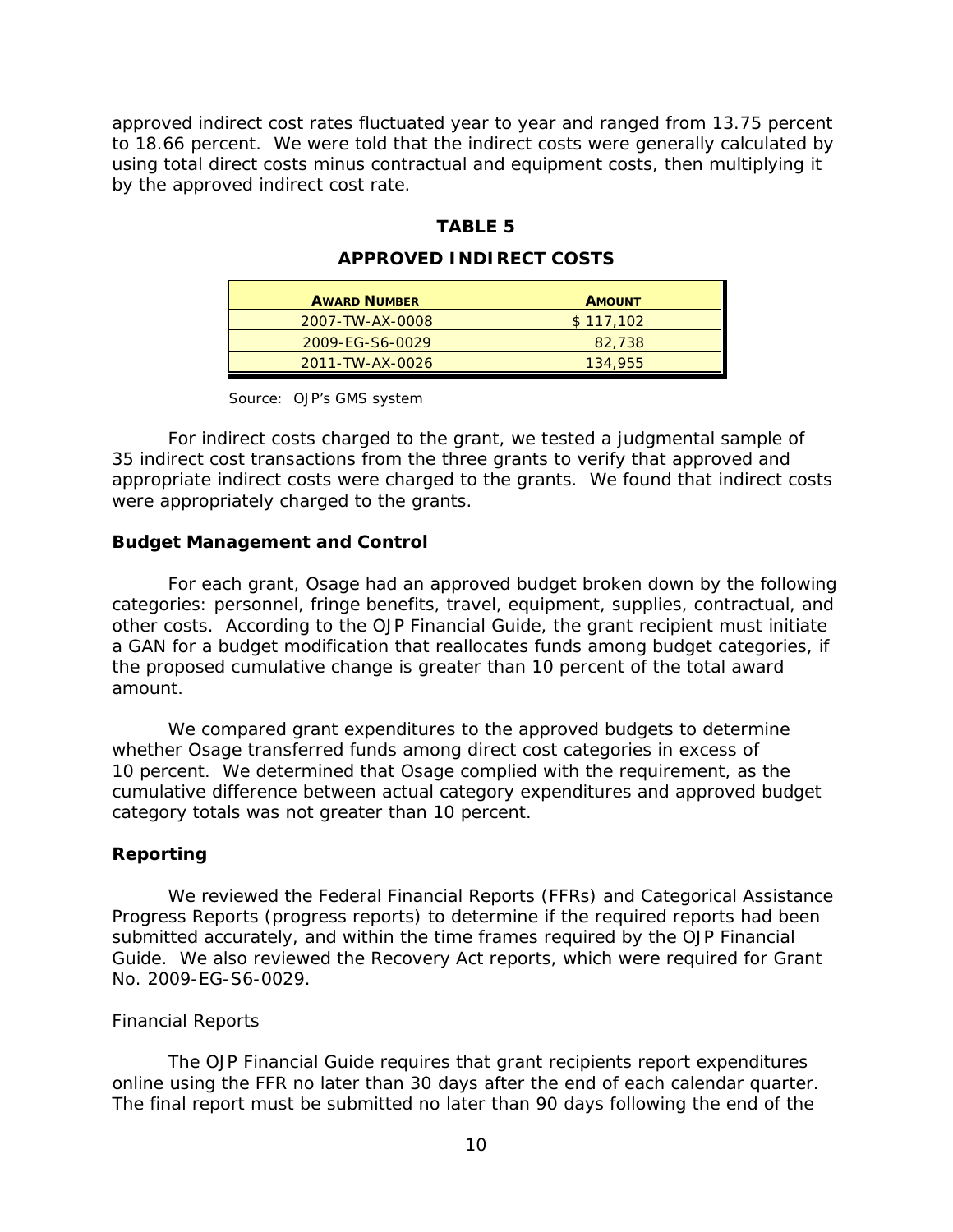approved indirect cost rates fluctuated year to year and ranged from 13.75 percent to 18.66 percent. We were told that the indirect costs were generally calculated by using total direct costs minus contractual and equipment costs, then multiplying it by the approved indirect cost rate.

**TABLE 5**

**APPROVED INDIRECT COSTS**

| AWARD NUMBER | AMOUNT |
|---|---|
| 2007-TW-AX-0008 | $ 117,102 |
| 2009-EG-S6-0029 | 82,738 |
| 2011-TW-AX-0026 | 134,955 |

Source: OJP's GMS system

For indirect costs charged to the grant, we tested a judgmental sample of 35 indirect cost transactions from the three grants to verify that approved and appropriate indirect costs were charged to the grants. We found that indirect costs were appropriately charged to the grants.

### Budget Management and Control

For each grant, Osage had an approved budget broken down by the following categories: personnel, fringe benefits, travel, equipment, supplies, contractual, and other costs. According to the OJP Financial Guide, the grant recipient must initiate a GAN for a budget modification that reallocates funds among budget categories, if the proposed cumulative change is greater than 10 percent of the total award amount.

We compared grant expenditures to the approved budgets to determine whether Osage transferred funds among direct cost categories in excess of 10 percent. We determined that Osage complied with the requirement, as the cumulative difference between actual category expenditures and approved budget category totals was not greater than 10 percent.

### Reporting

We reviewed the Federal Financial Reports (FFRs) and Categorical Assistance Progress Reports (progress reports) to determine if the required reports had been submitted accurately, and within the time frames required by the OJP Financial Guide. We also reviewed the Recovery Act reports, which were required for Grant No. 2009-EG-S6-0029.

#### Financial Reports

The OJP Financial Guide requires that grant recipients report expenditures online using the FFR no later than 30 days after the end of each calendar quarter. The final report must be submitted no later than 90 days following the end of the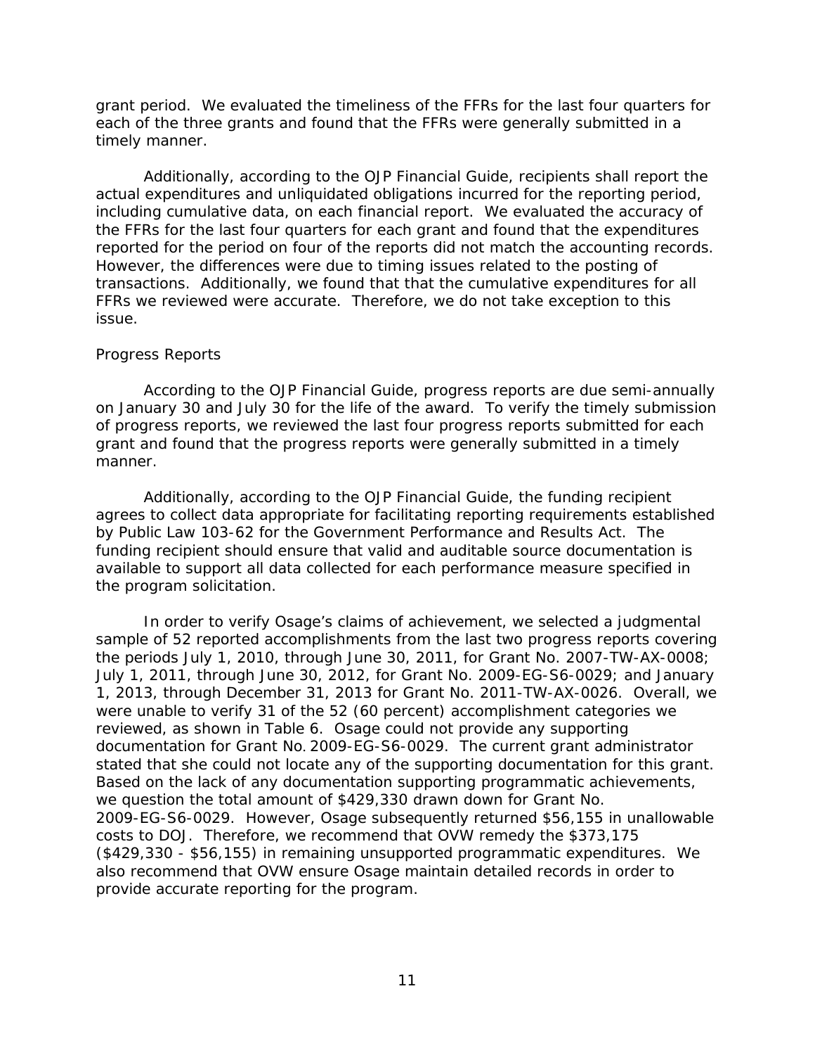grant period. We evaluated the timeliness of the FFRs for the last four quarters for each of the three grants and found that the FFRs were generally submitted in a timely manner.

Additionally, according to the OJP Financial Guide, recipients shall report the actual expenditures and unliquidated obligations incurred for the reporting period, including cumulative data, on each financial report. We evaluated the accuracy of the FFRs for the last four quarters for each grant and found that the expenditures reported for the period on four of the reports did not match the accounting records. However, the differences were due to timing issues related to the posting of transactions. Additionally, we found that that the cumulative expenditures for all FFRs we reviewed were accurate. Therefore, we do not take exception to this issue.

*Progress Reports*

According to the OJP Financial Guide, progress reports are due semi-annually on January 30 and July 30 for the life of the award. To verify the timely submission of progress reports, we reviewed the last four progress reports submitted for each grant and found that the progress reports were generally submitted in a timely manner.

Additionally, according to the OJP Financial Guide, the funding recipient agrees to collect data appropriate for facilitating reporting requirements established by Public Law 103-62 for the Government Performance and Results Act. The funding recipient should ensure that valid and auditable source documentation is available to support all data collected for each performance measure specified in the program solicitation.

In order to verify Osage's claims of achievement, we selected a judgmental sample of 52 reported accomplishments from the last two progress reports covering the periods July 1, 2010, through June 30, 2011, for Grant No. 2007-TW-AX-0008; July 1, 2011, through June 30, 2012, for Grant No. 2009-EG-S6-0029; and January 1, 2013, through December 31, 2013 for Grant No. 2011-TW-AX-0026. Overall, we were unable to verify 31 of the 52 (60 percent) accomplishment categories we reviewed, as shown in Table 6. Osage could not provide any supporting documentation for Grant No. 2009-EG-S6-0029. The current grant administrator stated that she could not locate any of the supporting documentation for this grant. Based on the lack of any documentation supporting programmatic achievements, we question the total amount of $429,330 drawn down for Grant No. 2009-EG-S6-0029. However, Osage subsequently returned $56,155 in unallowable costs to DOJ. Therefore, we recommend that OVW remedy the $373,175 ($429,330 - $56,155) in remaining unsupported programmatic expenditures. We also recommend that OVW ensure Osage maintain detailed records in order to provide accurate reporting for the program.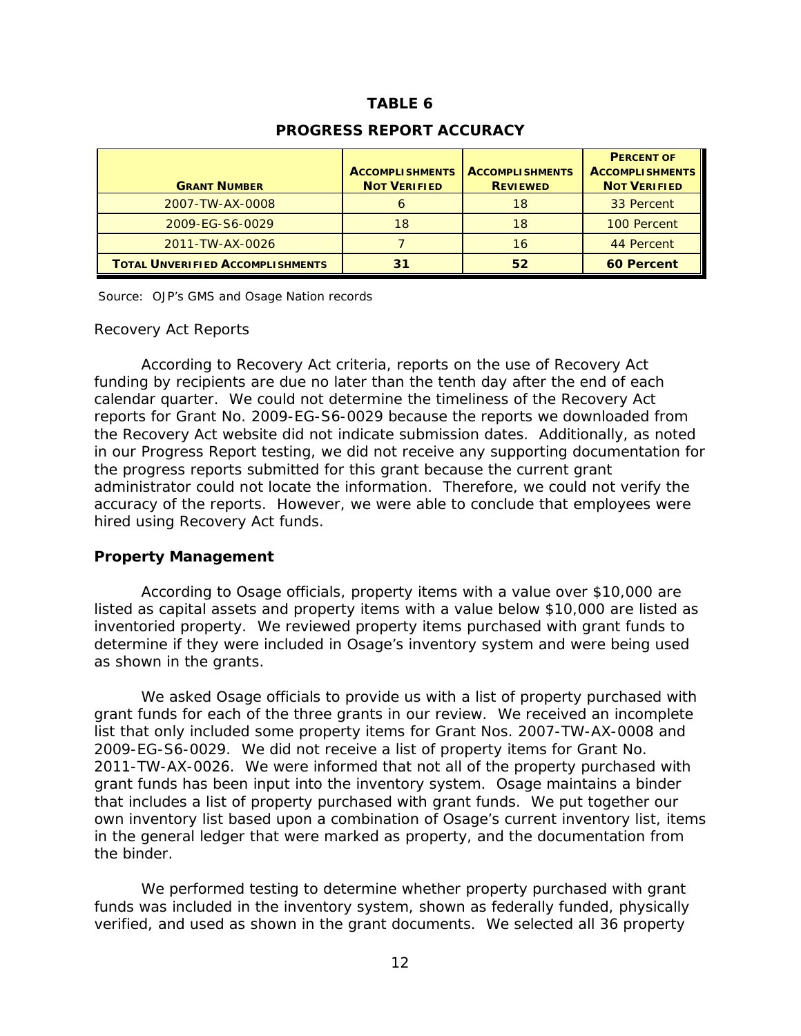**TABLE 6**

**PROGRESS REPORT ACCURACY**

| GRANT NUMBER | ACCOMPLISHMENTS NOT VERIFIED | ACCOMPLISHMENTS REVIEWED | PERCENT OF ACCOMPLISHMENTS NOT VERIFIED |
|---|---|---|---|
| 2007-TW-AX-0008 | 6 | 18 | 33 Percent |
| 2009-EG-S6-0029 | 18 | 18 | 100 Percent |
| 2011-TW-AX-0026 | 7 | 16 | 44 Percent |
| **TOTAL UNVERIFIED ACCOMPLISHMENTS** | **31** | **52** | **60 Percent** |

Source: OJP's GMS and Osage Nation records

Recovery Act Reports

According to Recovery Act criteria, reports on the use of Recovery Act funding by recipients are due no later than the tenth day after the end of each calendar quarter. We could not determine the timeliness of the Recovery Act reports for Grant No. 2009-EG-S6-0029 because the reports we downloaded from the Recovery Act website did not indicate submission dates. Additionally, as noted in our Progress Report testing, we did not receive any supporting documentation for the progress reports submitted for this grant because the current grant administrator could not locate the information. Therefore, we could not verify the accuracy of the reports. However, we were able to conclude that employees were hired using Recovery Act funds.

**Property Management**

According to Osage officials, property items with a value over $10,000 are listed as capital assets and property items with a value below $10,000 are listed as inventoried property. We reviewed property items purchased with grant funds to determine if they were included in Osage's inventory system and were being used as shown in the grants.

We asked Osage officials to provide us with a list of property purchased with grant funds for each of the three grants in our review. We received an incomplete list that only included some property items for Grant Nos. 2007-TW-AX-0008 and 2009-EG-S6-0029. We did not receive a list of property items for Grant No. 2011-TW-AX-0026. We were informed that not all of the property purchased with grant funds has been input into the inventory system. Osage maintains a binder that includes a list of property purchased with grant funds. We put together our own inventory list based upon a combination of Osage's current inventory list, items in the general ledger that were marked as property, and the documentation from the binder.

We performed testing to determine whether property purchased with grant funds was included in the inventory system, shown as federally funded, physically verified, and used as shown in the grant documents. We selected all 36 property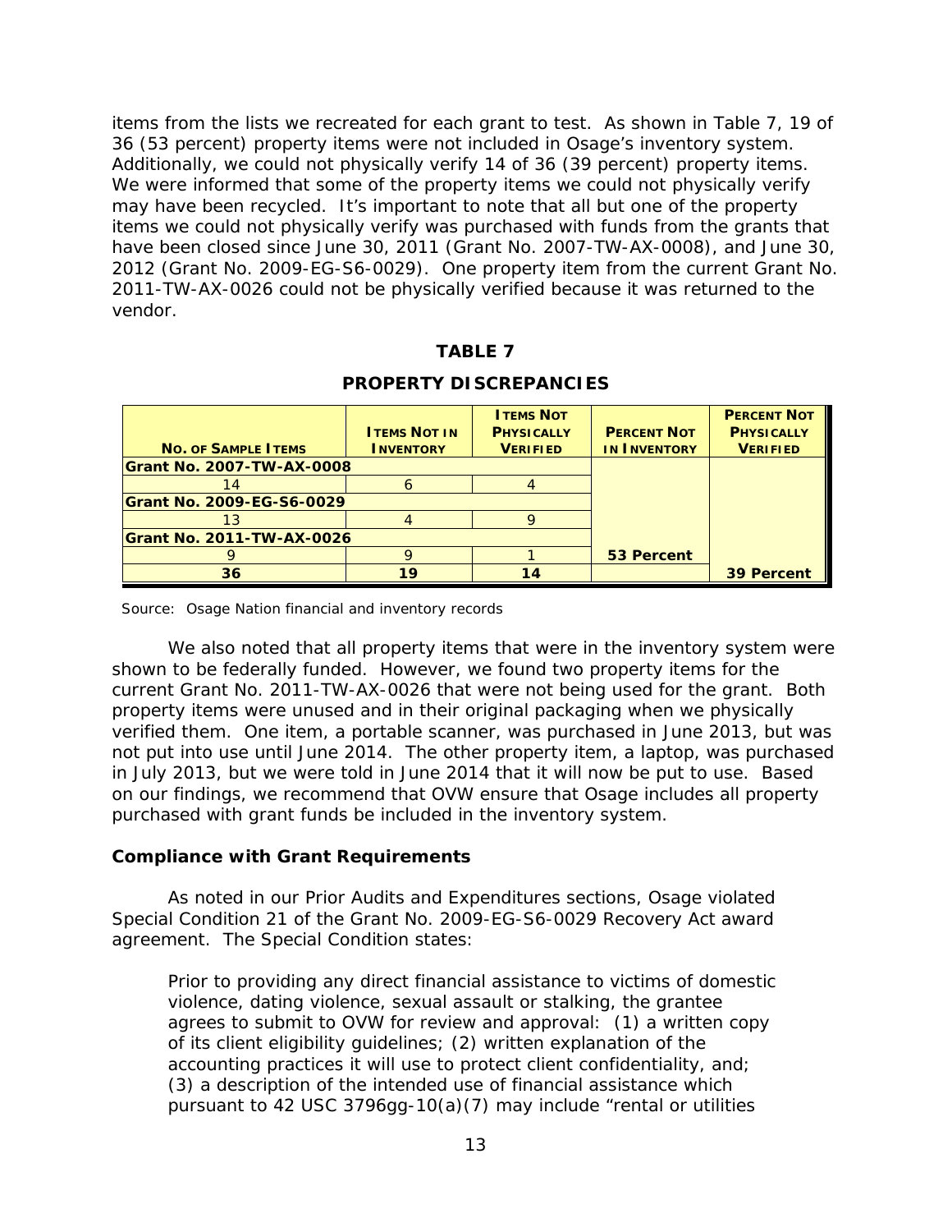items from the lists we recreated for each grant to test. As shown in Table 7, 19 of 36 (53 percent) property items were not included in Osage's inventory system. Additionally, we could not physically verify 14 of 36 (39 percent) property items. We were informed that some of the property items we could not physically verify may have been recycled. It's important to note that all but one of the property items we could not physically verify was purchased with funds from the grants that have been closed since June 30, 2011 (Grant No. 2007-TW-AX-0008), and June 30, 2012 (Grant No. 2009-EG-S6-0029). One property item from the current Grant No. 2011-TW-AX-0026 could not be physically verified because it was returned to the vendor.

**TABLE 7**

**PROPERTY DISCREPANCIES**

| No. of Sample Items | Items Not in Inventory | Items Not Physically Verified | Percent Not in Inventory | Percent Not Physically Verified |
|---|---|---|---|---|
| **Grant No. 2007-TW-AX-0008** | | | | |
| 14 | 6 | 4 | | |
| **Grant No. 2009-EG-S6-0029** | | | | |
| 13 | 4 | 9 | | |
| **Grant No. 2011-TW-AX-0026** | | | | |
| 9 | 9 | 1 | **53 Percent** | |
| **36** | **19** | **14** | | **39 Percent** |

Source: Osage Nation financial and inventory records

We also noted that all property items that were in the inventory system were shown to be federally funded. However, we found two property items for the current Grant No. 2011-TW-AX-0026 that were not being used for the grant. Both property items were unused and in their original packaging when we physically verified them. One item, a portable scanner, was purchased in June 2013, but was not put into use until June 2014. The other property item, a laptop, was purchased in July 2013, but we were told in June 2014 that it will now be put to use. Based on our findings, we recommend that OVW ensure that Osage includes all property purchased with grant funds be included in the inventory system.

### Compliance with Grant Requirements

As noted in our Prior Audits and Expenditures sections, Osage violated Special Condition 21 of the Grant No. 2009-EG-S6-0029 Recovery Act award agreement. The Special Condition states:

> Prior to providing any direct financial assistance to victims of domestic violence, dating violence, sexual assault or stalking, the grantee agrees to submit to OVW for review and approval: (1) a written copy of its client eligibility guidelines; (2) written explanation of the accounting practices it will use to protect client confidentiality, and; (3) a description of the intended use of financial assistance which pursuant to 42 USC 3796gg-10(a)(7) may include "rental or utilities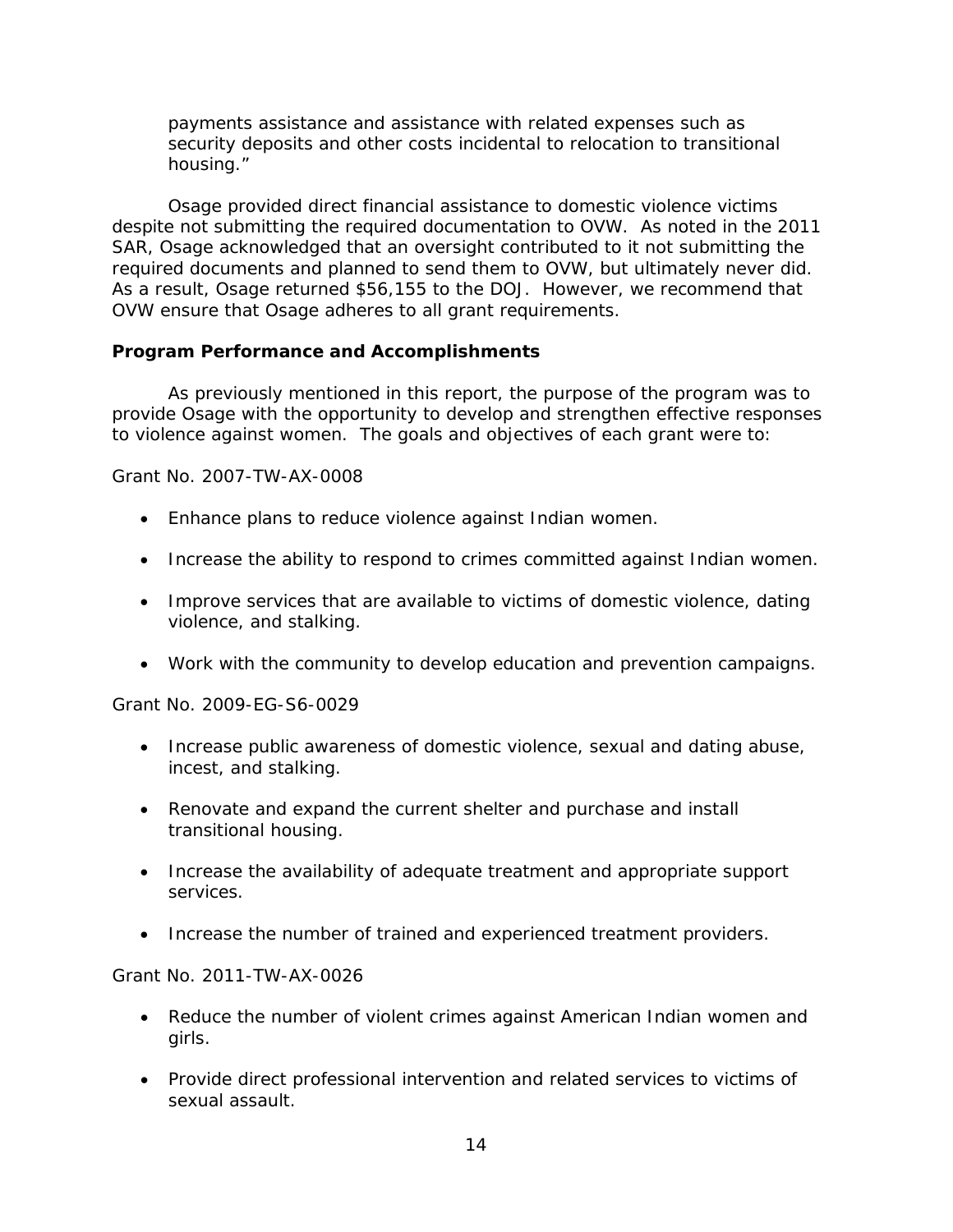payments assistance and assistance with related expenses such as security deposits and other costs incidental to relocation to transitional housing."

Osage provided direct financial assistance to domestic violence victims despite not submitting the required documentation to OVW. As noted in the 2011 SAR, Osage acknowledged that an oversight contributed to it not submitting the required documents and planned to send them to OVW, but ultimately never did. As a result, Osage returned $56,155 to the DOJ. However, we recommend that OVW ensure that Osage adheres to all grant requirements.

### Program Performance and Accomplishments

As previously mentioned in this report, the purpose of the program was to provide Osage with the opportunity to develop and strengthen effective responses to violence against women. The goals and objectives of each grant were to:

Grant No. 2007-TW-AX-0008

- Enhance plans to reduce violence against Indian women.
- Increase the ability to respond to crimes committed against Indian women.
- Improve services that are available to victims of domestic violence, dating violence, and stalking.
- Work with the community to develop education and prevention campaigns.

Grant No. 2009-EG-S6-0029

- Increase public awareness of domestic violence, sexual and dating abuse, incest, and stalking.
- Renovate and expand the current shelter and purchase and install transitional housing.
- Increase the availability of adequate treatment and appropriate support services.
- Increase the number of trained and experienced treatment providers.

Grant No. 2011-TW-AX-0026

- Reduce the number of violent crimes against American Indian women and girls.
- Provide direct professional intervention and related services to victims of sexual assault.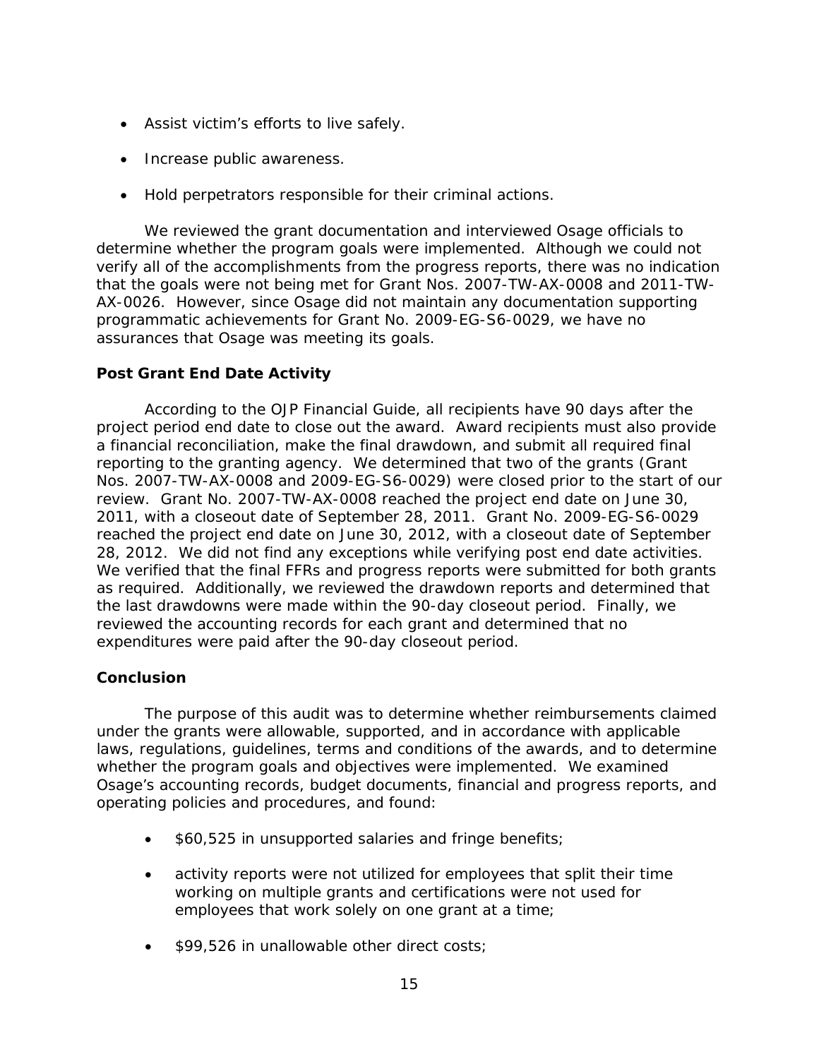- Assist victim's efforts to live safely.
- Increase public awareness.
- Hold perpetrators responsible for their criminal actions.

We reviewed the grant documentation and interviewed Osage officials to determine whether the program goals were implemented. Although we could not verify all of the accomplishments from the progress reports, there was no indication that the goals were not being met for Grant Nos. 2007-TW-AX-0008 and 2011-TW-AX-0026. However, since Osage did not maintain any documentation supporting programmatic achievements for Grant No. 2009-EG-S6-0029, we have no assurances that Osage was meeting its goals.

### Post Grant End Date Activity

According to the OJP Financial Guide, all recipients have 90 days after the project period end date to close out the award. Award recipients must also provide a financial reconciliation, make the final drawdown, and submit all required final reporting to the granting agency. We determined that two of the grants (Grant Nos. 2007-TW-AX-0008 and 2009-EG-S6-0029) were closed prior to the start of our review. Grant No. 2007-TW-AX-0008 reached the project end date on June 30, 2011, with a closeout date of September 28, 2011. Grant No. 2009-EG-S6-0029 reached the project end date on June 30, 2012, with a closeout date of September 28, 2012. We did not find any exceptions while verifying post end date activities. We verified that the final FFRs and progress reports were submitted for both grants as required. Additionally, we reviewed the drawdown reports and determined that the last drawdowns were made within the 90-day closeout period. Finally, we reviewed the accounting records for each grant and determined that no expenditures were paid after the 90-day closeout period.

### Conclusion

The purpose of this audit was to determine whether reimbursements claimed under the grants were allowable, supported, and in accordance with applicable laws, regulations, guidelines, terms and conditions of the awards, and to determine whether the program goals and objectives were implemented. We examined Osage's accounting records, budget documents, financial and progress reports, and operating policies and procedures, and found:

- $60,525 in unsupported salaries and fringe benefits;
- activity reports were not utilized for employees that split their time working on multiple grants and certifications were not used for employees that work solely on one grant at a time;
- $99,526 in unallowable other direct costs;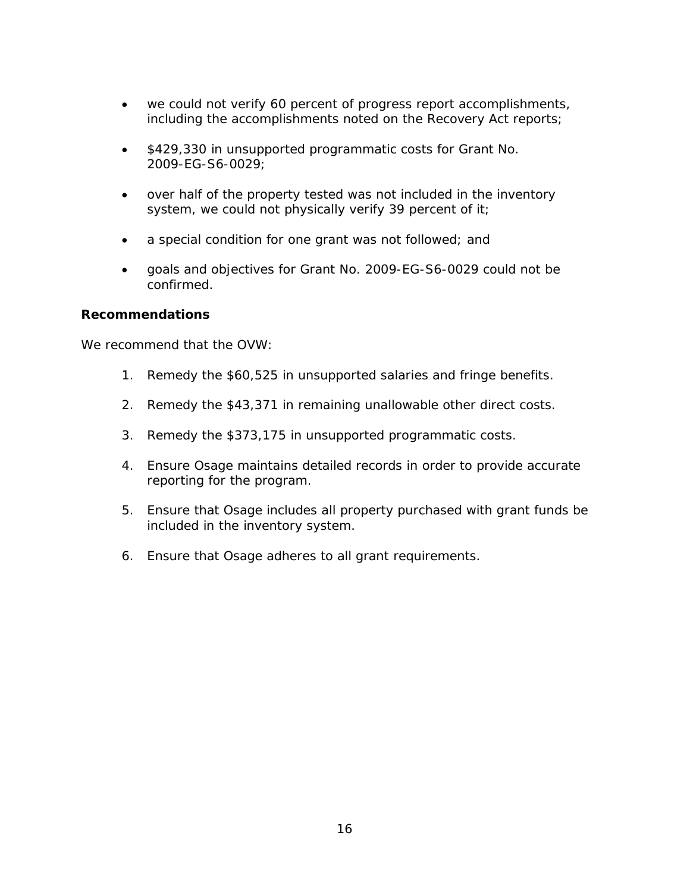- we could not verify 60 percent of progress report accomplishments, including the accomplishments noted on the Recovery Act reports;

- $429,330 in unsupported programmatic costs for Grant No. 2009-EG-S6-0029;

- over half of the property tested was not included in the inventory system, we could not physically verify 39 percent of it;

- a special condition for one grant was not followed; and

- goals and objectives for Grant No. 2009-EG-S6-0029 could not be confirmed.

**Recommendations**

We recommend that the OVW:

1. Remedy the $60,525 in unsupported salaries and fringe benefits.

2. Remedy the $43,371 in remaining unallowable other direct costs.

3. Remedy the $373,175 in unsupported programmatic costs.

4. Ensure Osage maintains detailed records in order to provide accurate reporting for the program.

5. Ensure that Osage includes all property purchased with grant funds be included in the inventory system.

6. Ensure that Osage adheres to all grant requirements.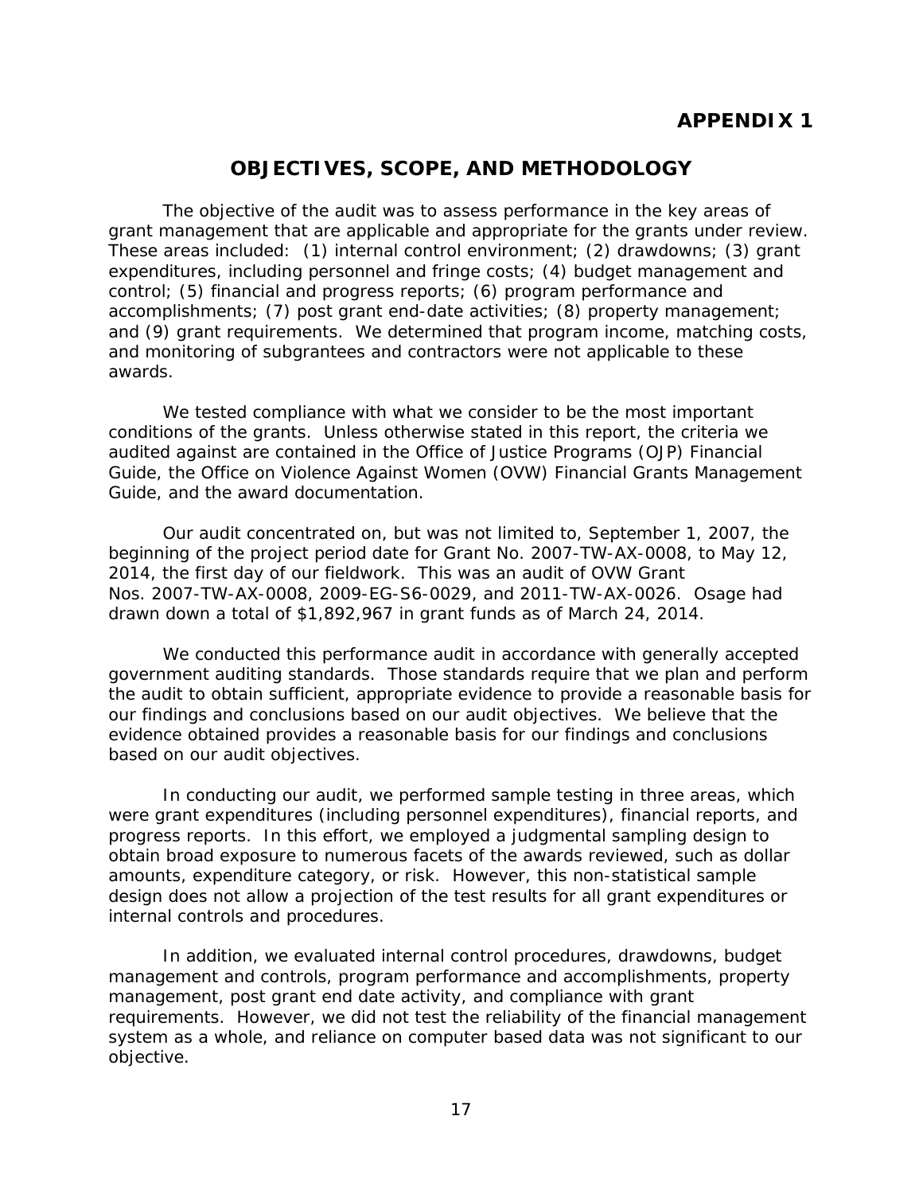# APPENDIX 1

## OBJECTIVES, SCOPE, AND METHODOLOGY

The objective of the audit was to assess performance in the key areas of grant management that are applicable and appropriate for the grants under review. These areas included: (1) internal control environment; (2) drawdowns; (3) grant expenditures, including personnel and fringe costs; (4) budget management and control; (5) financial and progress reports; (6) program performance and accomplishments; (7) post grant end-date activities; (8) property management; and (9) grant requirements. We determined that program income, matching costs, and monitoring of subgrantees and contractors were not applicable to these awards.

We tested compliance with what we consider to be the most important conditions of the grants. Unless otherwise stated in this report, the criteria we audited against are contained in the Office of Justice Programs (OJP) Financial Guide, the Office on Violence Against Women (OVW) Financial Grants Management Guide, and the award documentation.

Our audit concentrated on, but was not limited to, September 1, 2007, the beginning of the project period date for Grant No. 2007-TW-AX-0008, to May 12, 2014, the first day of our fieldwork. This was an audit of OVW Grant Nos. 2007-TW-AX-0008, 2009-EG-S6-0029, and 2011-TW-AX-0026. Osage had drawn down a total of $1,892,967 in grant funds as of March 24, 2014.

We conducted this performance audit in accordance with generally accepted government auditing standards. Those standards require that we plan and perform the audit to obtain sufficient, appropriate evidence to provide a reasonable basis for our findings and conclusions based on our audit objectives. We believe that the evidence obtained provides a reasonable basis for our findings and conclusions based on our audit objectives.

In conducting our audit, we performed sample testing in three areas, which were grant expenditures (including personnel expenditures), financial reports, and progress reports. In this effort, we employed a judgmental sampling design to obtain broad exposure to numerous facets of the awards reviewed, such as dollar amounts, expenditure category, or risk. However, this non-statistical sample design does not allow a projection of the test results for all grant expenditures or internal controls and procedures.

In addition, we evaluated internal control procedures, drawdowns, budget management and controls, program performance and accomplishments, property management, post grant end date activity, and compliance with grant requirements. However, we did not test the reliability of the financial management system as a whole, and reliance on computer based data was not significant to our objective.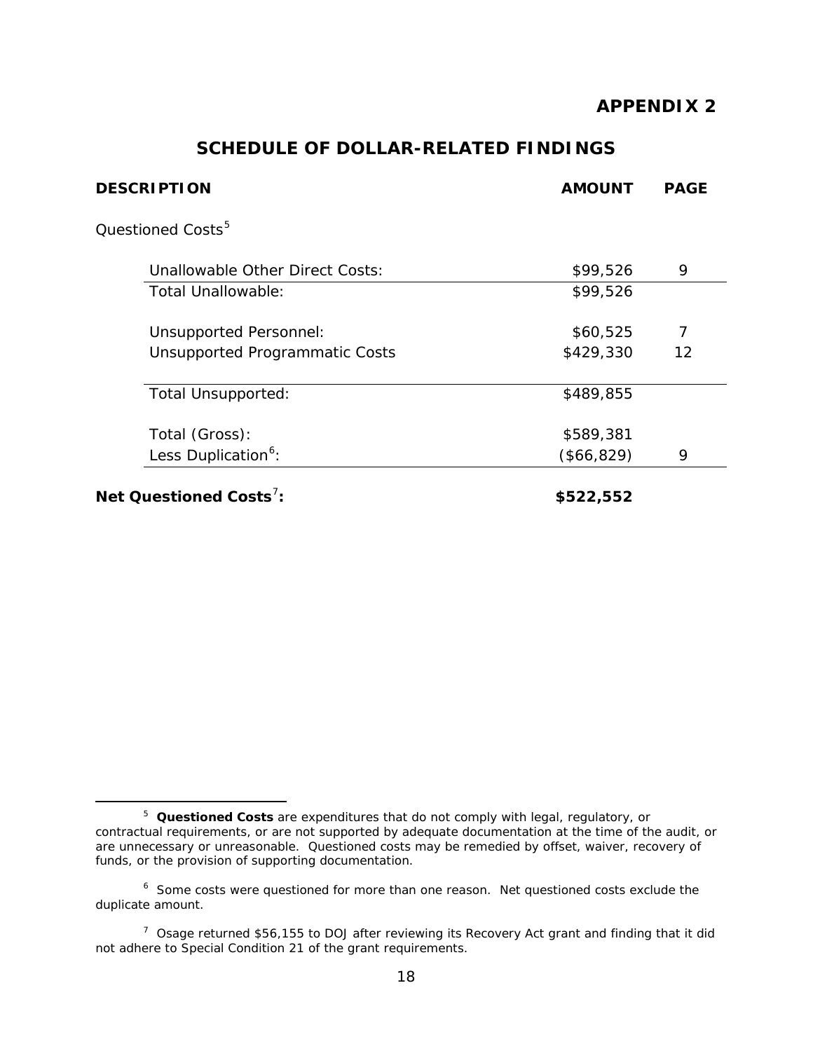# APPENDIX 2

## SCHEDULE OF DOLLAR-RELATED FINDINGS

| DESCRIPTION | AMOUNT | PAGE |
|---|---|---|
| Questioned Costs[5] | | |
| Unallowable Other Direct Costs: | $99,526 | 9 |
| Total Unallowable: | $99,526 | |
| Unsupported Personnel: | $60,525 | 7 |
| Unsupported Programmatic Costs | $429,330 | 12 |
| Total Unsupported: | $489,855 | |
| Total (Gross): | $589,381 | |
| Less Duplication[6]: | ($66,829) | 9 |
| **Net Questioned Costs[7]:** | **$522,552** | |

[5] **Questioned Costs** are expenditures that do not comply with legal, regulatory, or contractual requirements, or are not supported by adequate documentation at the time of the audit, or are unnecessary or unreasonable. Questioned costs may be remedied by offset, waiver, recovery of funds, or the provision of supporting documentation.

[6] Some costs were questioned for more than one reason. Net questioned costs exclude the duplicate amount.

[7] Osage returned $56,155 to DOJ after reviewing its Recovery Act grant and finding that it did not adhere to Special Condition 21 of the grant requirements.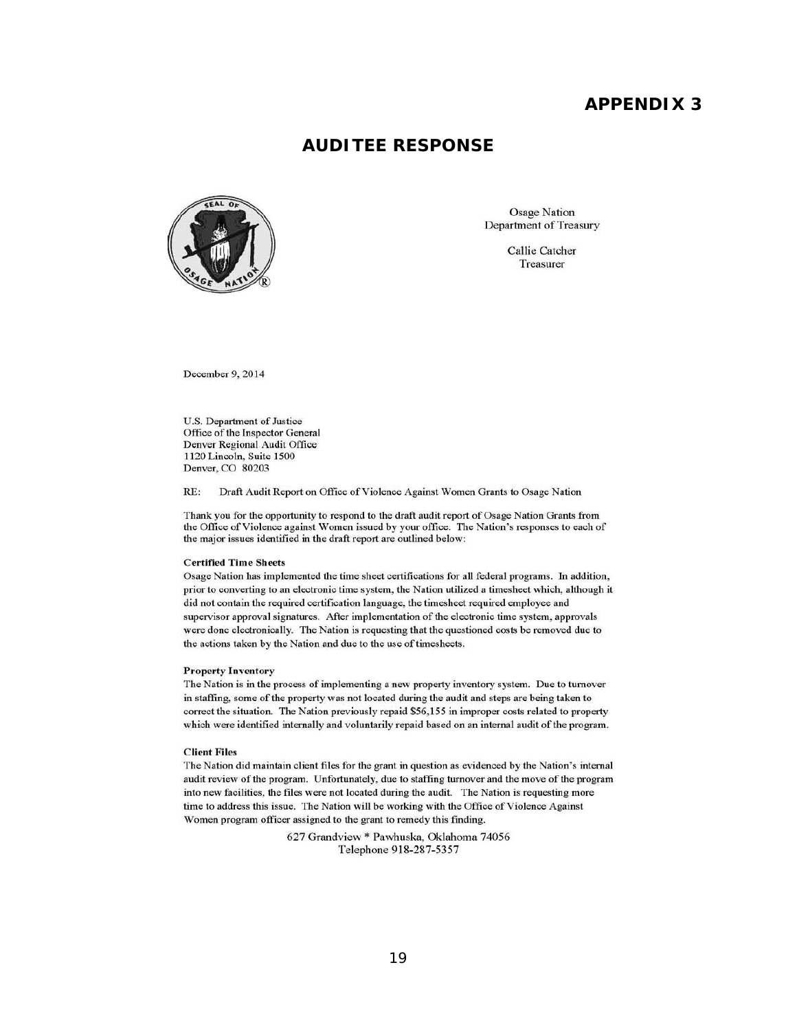# APPENDIX 3

## AUDITEE RESPONSE

Osage Nation
Department of Treasury

Callie Catcher
Treasurer

December 9, 2014

U.S. Department of Justice
Office of the Inspector General
Denver Regional Audit Office
1120 Lincoln, Suite 1500
Denver, CO 80203

RE: Draft Audit Report on Office of Violence Against Women Grants to Osage Nation

Thank you for the opportunity to respond to the draft audit report of Osage Nation Grants from the Office of Violence against Women issued by your office. The Nation's responses to each of the major issues identified in the draft report are outlined below:

**Certified Time Sheets**

Osage Nation has implemented the time sheet certifications for all federal programs. In addition, prior to converting to an electronic time system, the Nation utilized a timesheet which, although it did not contain the required certification language, the timesheet required employee and supervisor approval signatures. After implementation of the electronic time system, approvals were done electronically. The Nation is requesting that the questioned costs be removed due to the actions taken by the Nation and due to the use of timesheets.

**Property Inventory**

The Nation is in the process of implementing a new property inventory system. Due to turnover in staffing, some of the property was not located during the audit and steps are being taken to correct the situation. The Nation previously repaid $56,155 in improper costs related to property which were identified internally and voluntarily repaid based on an internal audit of the program.

**Client Files**

The Nation did maintain client files for the grant in question as evidenced by the Nation's internal audit review of the program. Unfortunately, due to staffing turnover and the move of the program into new facilities, the files were not located during the audit. The Nation is requesting more time to address this issue. The Nation will be working with the Office of Violence Against Women program officer assigned to the grant to remedy this finding.

627 Grandview * Pawhuska, Oklahoma 74056
Telephone 918-287-5357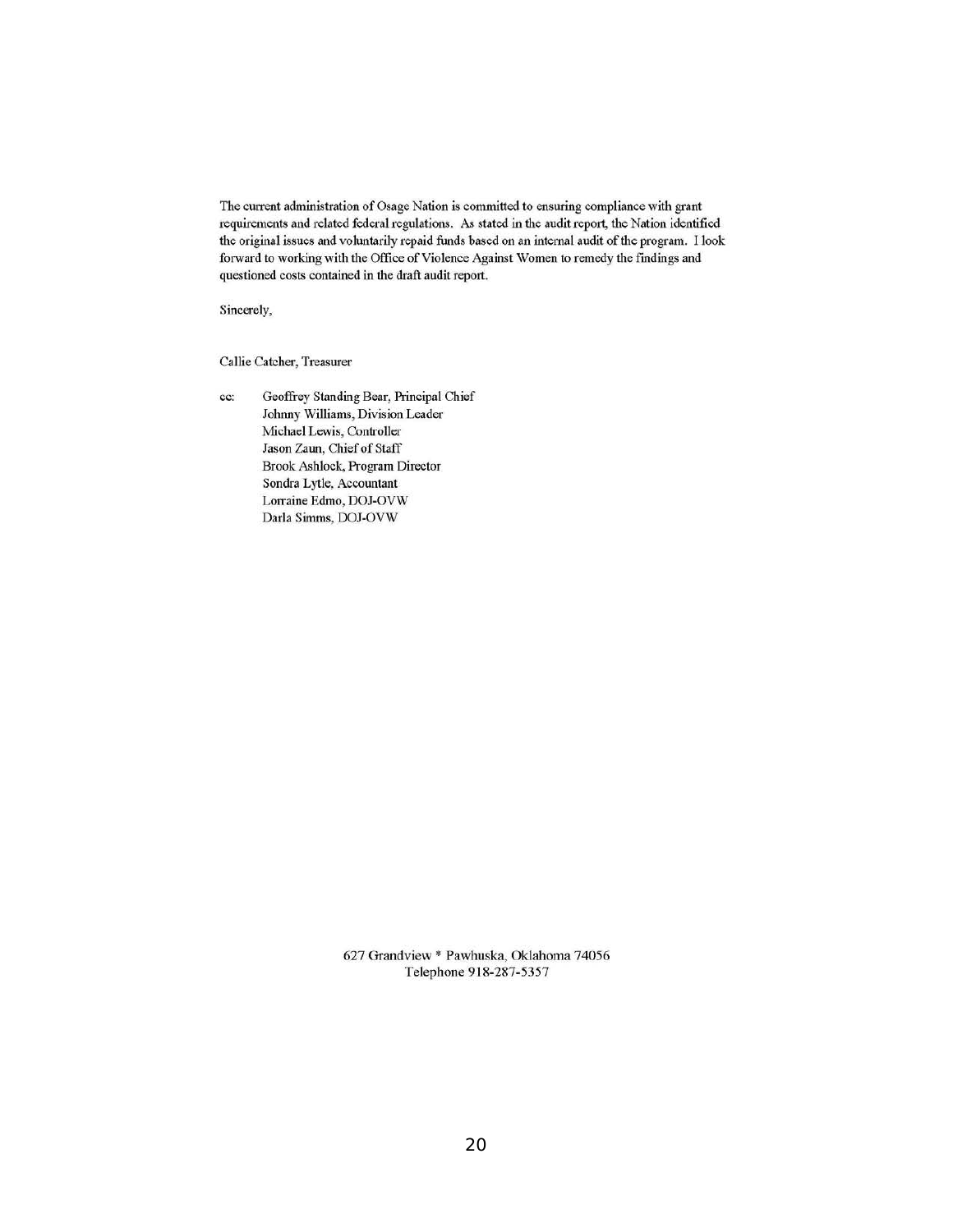The current administration of Osage Nation is committed to ensuring compliance with grant requirements and related federal regulations. As stated in the audit report, the Nation identified the original issues and voluntarily repaid funds based on an internal audit of the program. I look forward to working with the Office of Violence Against Women to remedy the findings and questioned costs contained in the draft audit report.

Sincerely,

Callie Catcher, Treasurer

cc: Geoffrey Standing Bear, Principal Chief
Johnny Williams, Division Leader
Michael Lewis, Controller
Jason Zaun, Chief of Staff
Brook Ashlock, Program Director
Sondra Lytle, Accountant
Lorraine Edmo, DOJ-OVW
Darla Simms, DOJ-OVW

627 Grandview * Pawhuska, Oklahoma 74056
Telephone 918-287-5357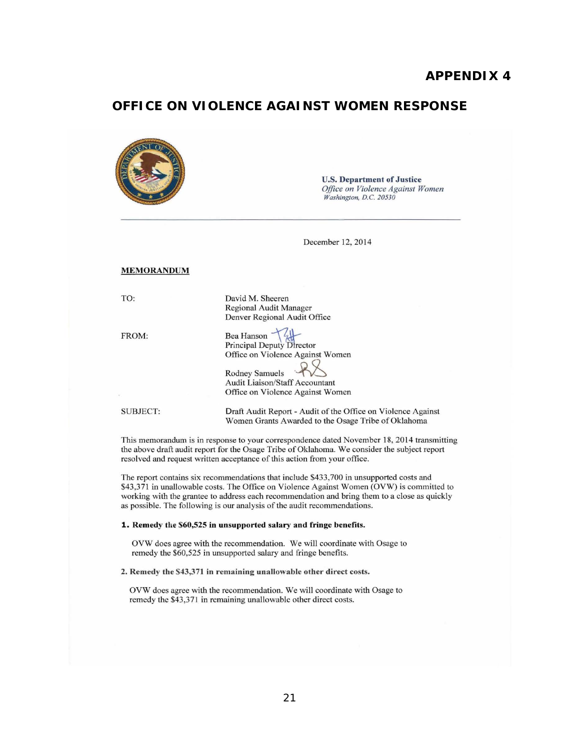# APPENDIX 4

## OFFICE ON VIOLENCE AGAINST WOMEN RESPONSE

**U.S. Department of Justice**
*Office on Violence Against Women*
*Washington, D.C. 20530*

December 12, 2014

**MEMORANDUM**

TO: David M. Sheeren
Regional Audit Manager
Denver Regional Audit Office

FROM: Bea Hanson
Principal Deputy Director
Office on Violence Against Women

Rodney Samuels
Audit Liaison/Staff Accountant
Office on Violence Against Women

SUBJECT: Draft Audit Report - Audit of the Office on Violence Against Women Grants Awarded to the Osage Tribe of Oklahoma

This memorandum is in response to your correspondence dated November 18, 2014 transmitting the above draft audit report for the Osage Tribe of Oklahoma. We consider the subject report resolved and request written acceptance of this action from your office.

The report contains six recommendations that include $433,700 in unsupported costs and $43,371 in unallowable costs. The Office on Violence Against Women (OVW) is committed to working with the grantee to address each recommendation and bring them to a close as quickly as possible. The following is our analysis of the audit recommendations.

**1. Remedy the $60,525 in unsupported salary and fringe benefits.**

OVW does agree with the recommendation. We will coordinate with Osage to remedy the $60,525 in unsupported salary and fringe benefits.

**2. Remedy the $43,371 in remaining unallowable other direct costs.**

OVW does agree with the recommendation. We will coordinate with Osage to remedy the $43,371 in remaining unallowable other direct costs.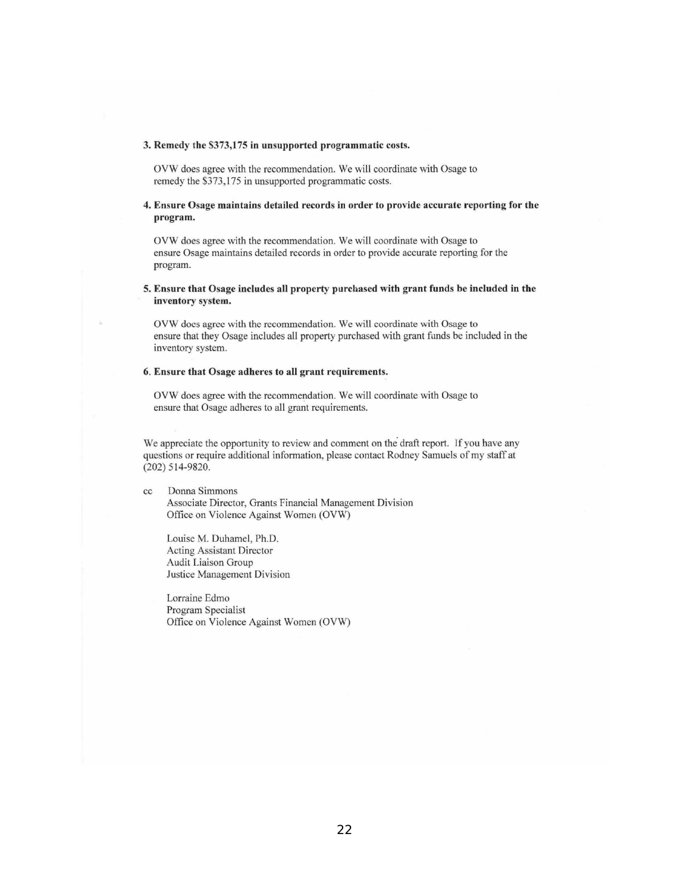**3. Remedy the $373,175 in unsupported programmatic costs.**

OVW does agree with the recommendation. We will coordinate with Osage to remedy the $373,175 in unsupported programmatic costs.

**4. Ensure Osage maintains detailed records in order to provide accurate reporting for the program.**

OVW does agree with the recommendation. We will coordinate with Osage to ensure Osage maintains detailed records in order to provide accurate reporting for the program.

**5. Ensure that Osage includes all property purchased with grant funds be included in the inventory system.**

OVW does agree with the recommendation. We will coordinate with Osage to ensure that they Osage includes all property purchased with grant funds be included in the inventory system.

**6. Ensure that Osage adheres to all grant requirements.**

OVW does agree with the recommendation. We will coordinate with Osage to ensure that Osage adheres to all grant requirements.

We appreciate the opportunity to review and comment on the draft report. If you have any questions or require additional information, please contact Rodney Samuels of my staff at (202) 514-9820.

cc Donna Simmons
Associate Director, Grants Financial Management Division
Office on Violence Against Women (OVW)

Louise M. Duhamel, Ph.D.
Acting Assistant Director
Audit Liaison Group
Justice Management Division

Lorraine Edmo
Program Specialist
Office on Violence Against Women (OVW)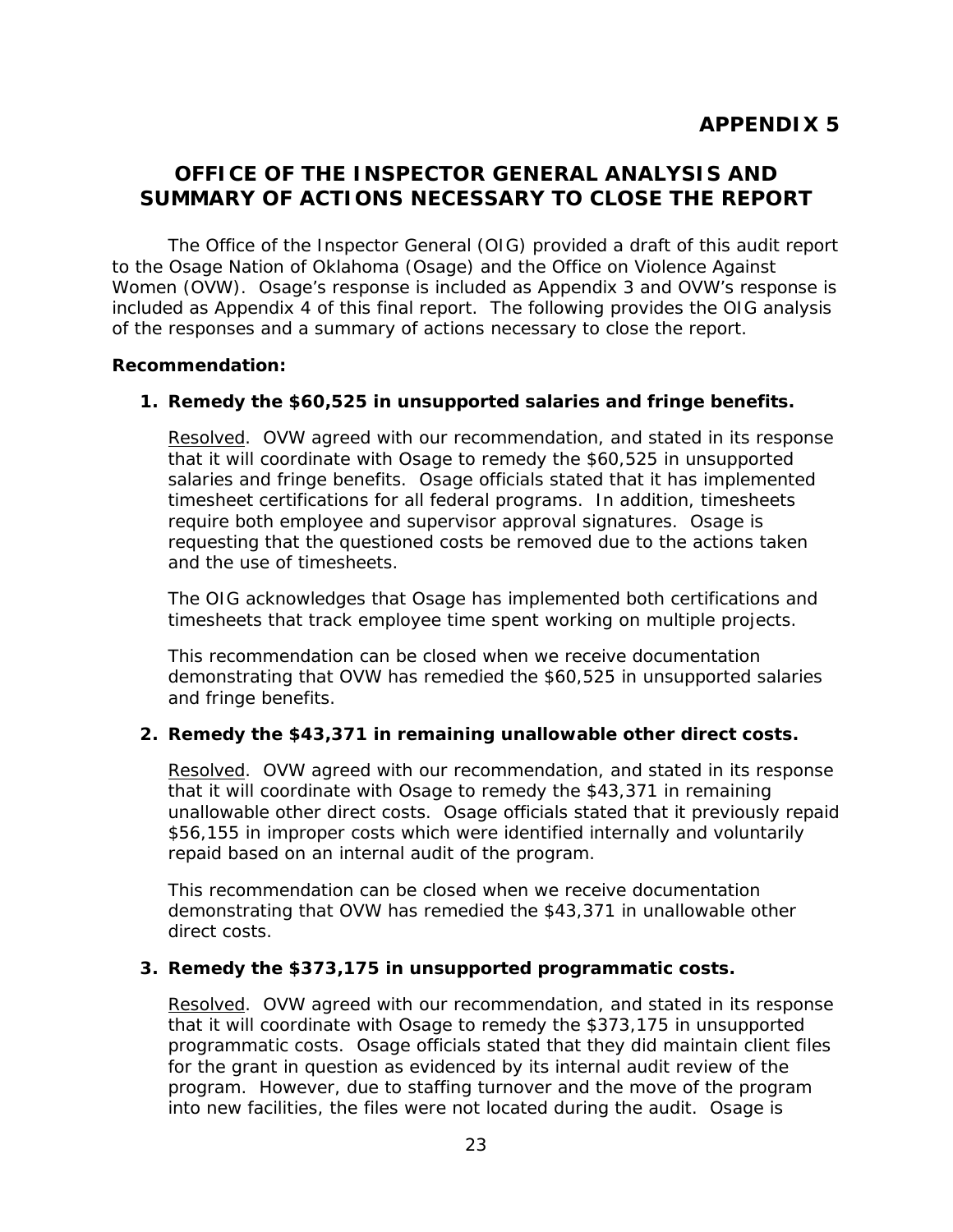# APPENDIX 5

## OFFICE OF THE INSPECTOR GENERAL ANALYSIS AND SUMMARY OF ACTIONS NECESSARY TO CLOSE THE REPORT

The Office of the Inspector General (OIG) provided a draft of this audit report to the Osage Nation of Oklahoma (Osage) and the Office on Violence Against Women (OVW). Osage's response is included as Appendix 3 and OVW's response is included as Appendix 4 of this final report. The following provides the OIG analysis of the responses and a summary of actions necessary to close the report.

**Recommendation:**

1. **Remedy the $60,525 in unsupported salaries and fringe benefits.**

   Resolved. OVW agreed with our recommendation, and stated in its response that it will coordinate with Osage to remedy the $60,525 in unsupported salaries and fringe benefits. Osage officials stated that it has implemented timesheet certifications for all federal programs. In addition, timesheets require both employee and supervisor approval signatures. Osage is requesting that the questioned costs be removed due to the actions taken and the use of timesheets.

   The OIG acknowledges that Osage has implemented both certifications and timesheets that track employee time spent working on multiple projects.

   This recommendation can be closed when we receive documentation demonstrating that OVW has remedied the $60,525 in unsupported salaries and fringe benefits.

2. **Remedy the $43,371 in remaining unallowable other direct costs.**

   Resolved. OVW agreed with our recommendation, and stated in its response that it will coordinate with Osage to remedy the $43,371 in remaining unallowable other direct costs. Osage officials stated that it previously repaid $56,155 in improper costs which were identified internally and voluntarily repaid based on an internal audit of the program.

   This recommendation can be closed when we receive documentation demonstrating that OVW has remedied the $43,371 in unallowable other direct costs.

3. **Remedy the $373,175 in unsupported programmatic costs.**

   Resolved. OVW agreed with our recommendation, and stated in its response that it will coordinate with Osage to remedy the $373,175 in unsupported programmatic costs. Osage officials stated that they did maintain client files for the grant in question as evidenced by its internal audit review of the program. However, due to staffing turnover and the move of the program into new facilities, the files were not located during the audit. Osage is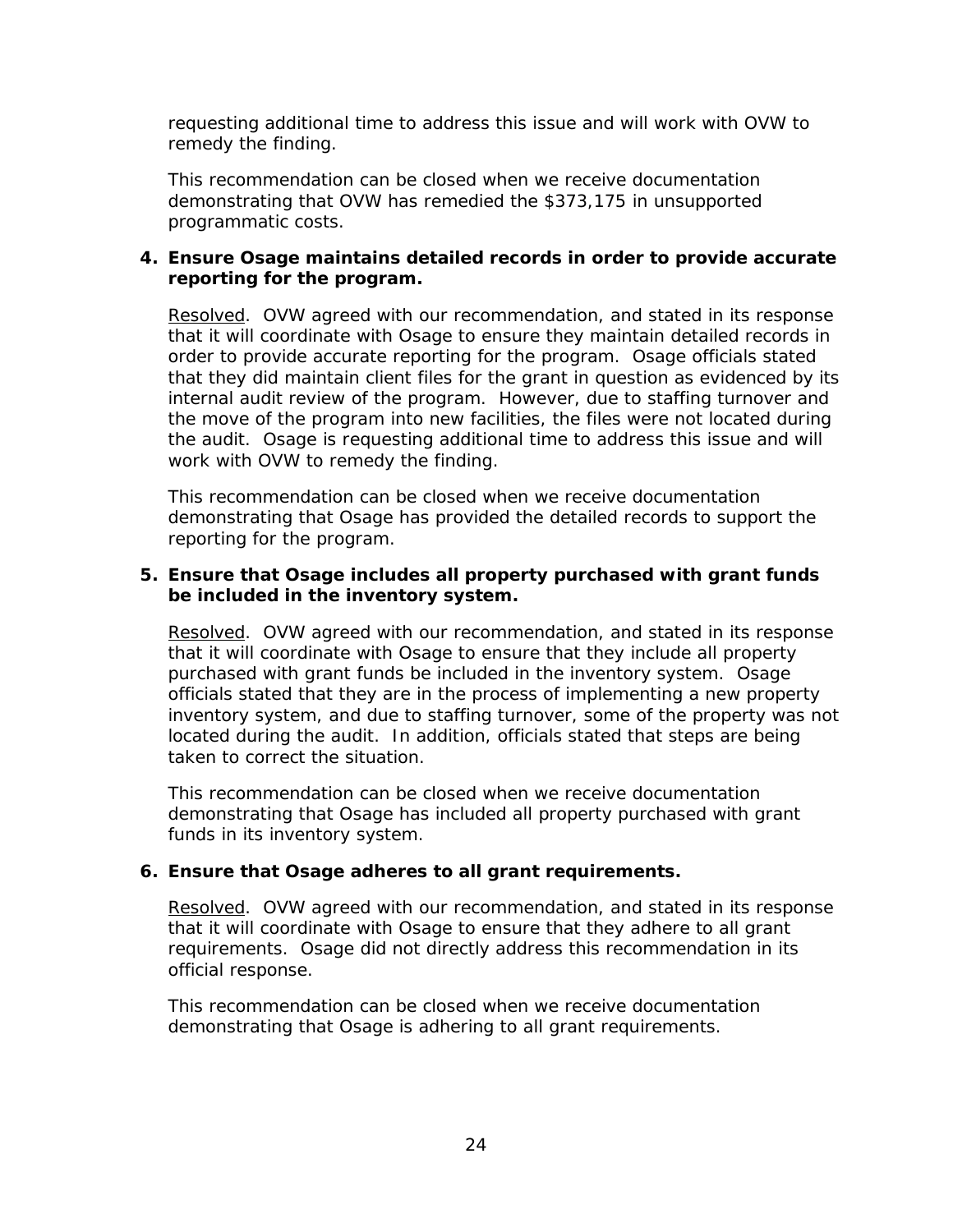requesting additional time to address this issue and will work with OVW to remedy the finding.

This recommendation can be closed when we receive documentation demonstrating that OVW has remedied the $373,175 in unsupported programmatic costs.

4. **Ensure Osage maintains detailed records in order to provide accurate reporting for the program.**

   Resolved. OVW agreed with our recommendation, and stated in its response that it will coordinate with Osage to ensure they maintain detailed records in order to provide accurate reporting for the program. Osage officials stated that they did maintain client files for the grant in question as evidenced by its internal audit review of the program. However, due to staffing turnover and the move of the program into new facilities, the files were not located during the audit. Osage is requesting additional time to address this issue and will work with OVW to remedy the finding.

   This recommendation can be closed when we receive documentation demonstrating that Osage has provided the detailed records to support the reporting for the program.

5. **Ensure that Osage includes all property purchased with grant funds be included in the inventory system.**

   Resolved. OVW agreed with our recommendation, and stated in its response that it will coordinate with Osage to ensure that they include all property purchased with grant funds be included in the inventory system. Osage officials stated that they are in the process of implementing a new property inventory system, and due to staffing turnover, some of the property was not located during the audit. In addition, officials stated that steps are being taken to correct the situation.

   This recommendation can be closed when we receive documentation demonstrating that Osage has included all property purchased with grant funds in its inventory system.

6. **Ensure that Osage adheres to all grant requirements.**

   Resolved. OVW agreed with our recommendation, and stated in its response that it will coordinate with Osage to ensure that they adhere to all grant requirements. Osage did not directly address this recommendation in its official response.

   This recommendation can be closed when we receive documentation demonstrating that Osage is adhering to all grant requirements.